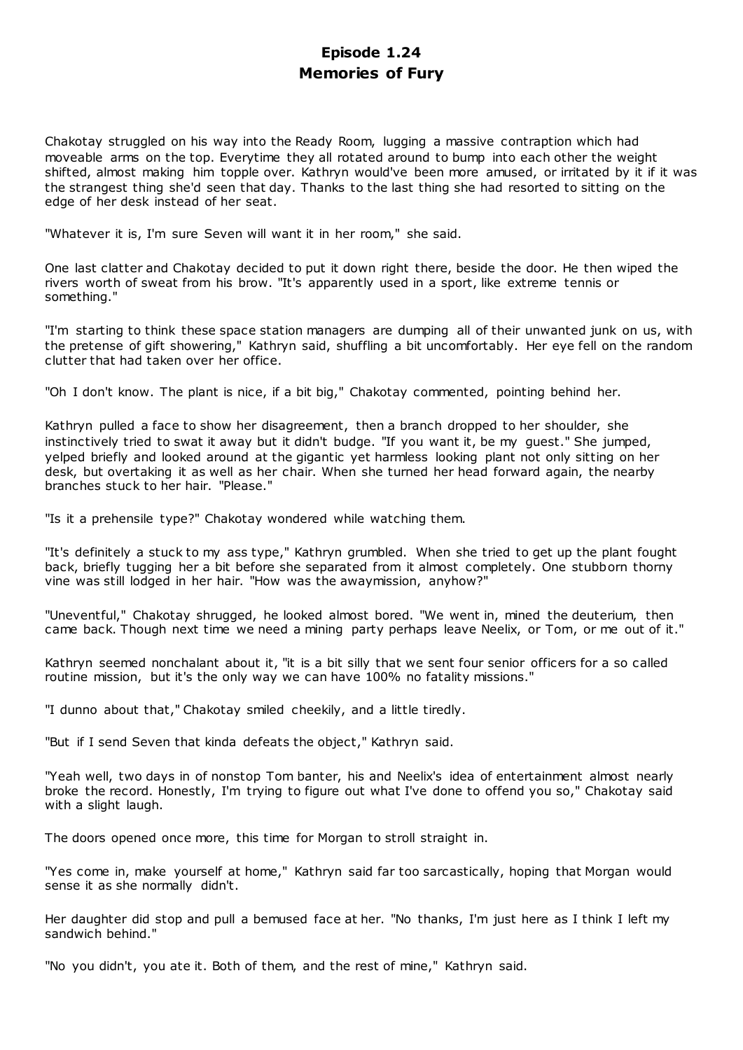# Episode 1.24
# Memories of Fury

Chakotay struggled on his way into the Ready Room, lugging a massive contraption which had moveable arms on the top. Everytime they all rotated around to bump into each other the weight shifted, almost making him topple over. Kathryn would've been more amused, or irritated by it if it was the strangest thing she'd seen that day. Thanks to the last thing she had resorted to sitting on the edge of her desk instead of her seat.

"Whatever it is, I'm sure Seven will want it in her room," she said.

One last clatter and Chakotay decided to put it down right there, beside the door. He then wiped the rivers worth of sweat from his brow. "It's apparently used in a sport, like extreme tennis or something."

"I'm starting to think these space station managers are dumping all of their unwanted junk on us, with the pretense of gift showering," Kathryn said, shuffling a bit uncomfortably. Her eye fell on the random clutter that had taken over her office.

"Oh I don't know. The plant is nice, if a bit big," Chakotay commented, pointing behind her.

Kathryn pulled a face to show her disagreement, then a branch dropped to her shoulder, she instinctively tried to swat it away but it didn't budge. "If you want it, be my guest." She jumped, yelped briefly and looked around at the gigantic yet harmless looking plant not only sitting on her desk, but overtaking it as well as her chair. When she turned her head forward again, the nearby branches stuck to her hair. "Please."

"Is it a prehensile type?" Chakotay wondered while watching them.

"It's definitely a stuck to my ass type," Kathryn grumbled. When she tried to get up the plant fought back, briefly tugging her a bit before she separated from it almost completely. One stubborn thorny vine was still lodged in her hair. "How was the awaymission, anyhow?"

"Uneventful," Chakotay shrugged, he looked almost bored. "We went in, mined the deuterium, then came back. Though next time we need a mining party perhaps leave Neelix, or Tom, or me out of it."

Kathryn seemed nonchalant about it, "it is a bit silly that we sent four senior officers for a so called routine mission, but it's the only way we can have 100% no fatality missions."

"I dunno about that," Chakotay smiled cheekily, and a little tiredly.

"But if I send Seven that kinda defeats the object," Kathryn said.

"Yeah well, two days in of nonstop Tom banter, his and Neelix's idea of entertainment almost nearly broke the record. Honestly, I'm trying to figure out what I've done to offend you so," Chakotay said with a slight laugh.

The doors opened once more, this time for Morgan to stroll straight in.

"Yes come in, make yourself at home," Kathryn said far too sarcastically, hoping that Morgan would sense it as she normally didn't.

Her daughter did stop and pull a bemused face at her. "No thanks, I'm just here as I think I left my sandwich behind."

"No you didn't, you ate it. Both of them, and the rest of mine," Kathryn said.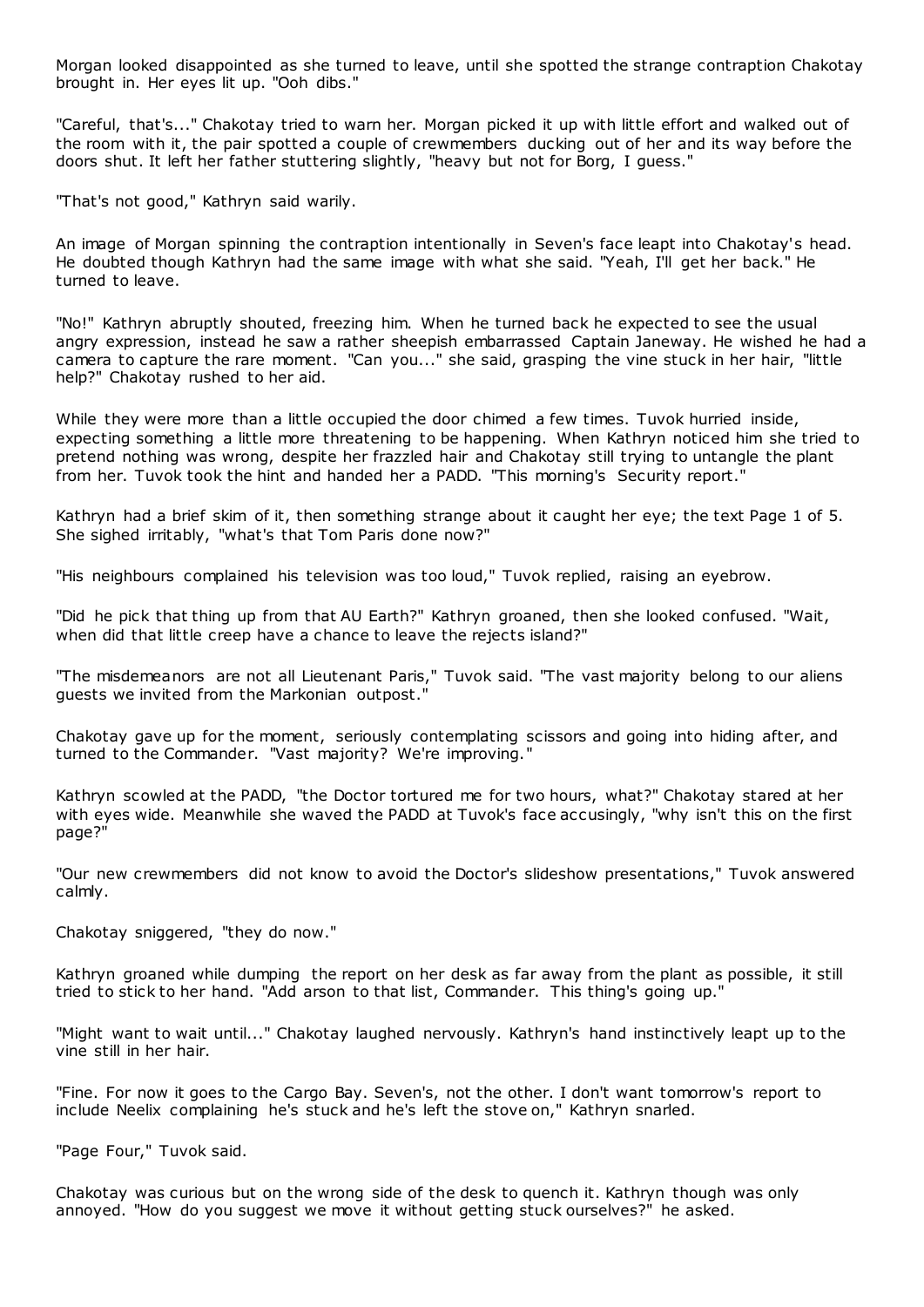Morgan looked disappointed as she turned to leave, until she spotted the strange contraption Chakotay brought in. Her eyes lit up. "Ooh dibs."

"Careful, that's..." Chakotay tried to warn her. Morgan picked it up with little effort and walked out of the room with it, the pair spotted a couple of crewmembers ducking out of her and its way before the doors shut. It left her father stuttering slightly, "heavy but not for Borg, I guess."

"That's not good," Kathryn said warily.

An image of Morgan spinning the contraption intentionally in Seven's face leapt into Chakotay's head. He doubted though Kathryn had the same image with what she said. "Yeah, I'll get her back." He turned to leave.

"No!" Kathryn abruptly shouted, freezing him. When he turned back he expected to see the usual angry expression, instead he saw a rather sheepish embarrassed Captain Janeway. He wished he had a camera to capture the rare moment. "Can you..." she said, grasping the vine stuck in her hair, "little help?" Chakotay rushed to her aid.

While they were more than a little occupied the door chimed a few times. Tuvok hurried inside, expecting something a little more threatening to be happening. When Kathryn noticed him she tried to pretend nothing was wrong, despite her frazzled hair and Chakotay still trying to untangle the plant from her. Tuvok took the hint and handed her a PADD. "This morning's Security report."

Kathryn had a brief skim of it, then something strange about it caught her eye; the text Page 1 of 5. She sighed irritably, "what's that Tom Paris done now?"

"His neighbours complained his television was too loud," Tuvok replied, raising an eyebrow.

"Did he pick that thing up from that AU Earth?" Kathryn groaned, then she looked confused. "Wait, when did that little creep have a chance to leave the rejects island?"

"The misdemeanors are not all Lieutenant Paris," Tuvok said. "The vast majority belong to our aliens guests we invited from the Markonian outpost."

Chakotay gave up for the moment, seriously contemplating scissors and going into hiding after, and turned to the Commander. "Vast majority? We're improving."

Kathryn scowled at the PADD, "the Doctor tortured me for two hours, what?" Chakotay stared at her with eyes wide. Meanwhile she waved the PADD at Tuvok's face accusingly, "why isn't this on the first page?"

"Our new crewmembers did not know to avoid the Doctor's slideshow presentations," Tuvok answered calmly.

Chakotay sniggered, "they do now."

Kathryn groaned while dumping the report on her desk as far away from the plant as possible, it still tried to stick to her hand. "Add arson to that list, Commander. This thing's going up."

"Might want to wait until..." Chakotay laughed nervously. Kathryn's hand instinctively leapt up to the vine still in her hair.

"Fine. For now it goes to the Cargo Bay. Seven's, not the other. I don't want tomorrow's report to include Neelix complaining he's stuck and he's left the stove on," Kathryn snarled.

"Page Four," Tuvok said.

Chakotay was curious but on the wrong side of the desk to quench it. Kathryn though was only annoyed. "How do you suggest we move it without getting stuck ourselves?" he asked.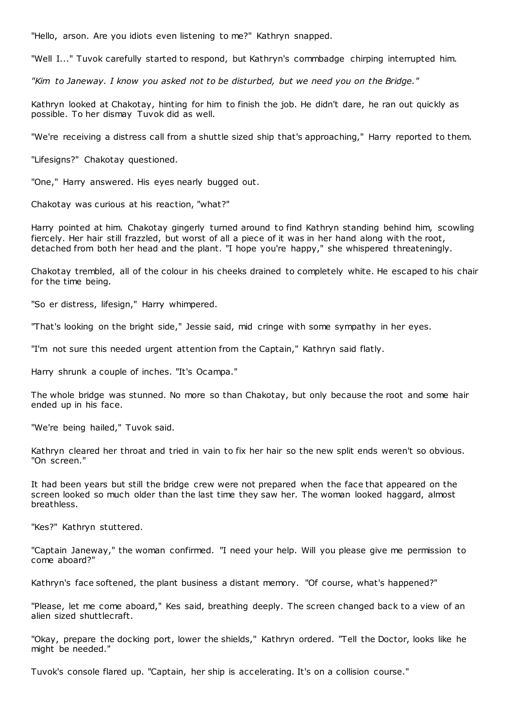"Hello, arson. Are you idiots even listening to me?" Kathryn snapped.

"Well I..." Tuvok carefully started to respond, but Kathryn's commbadge chirping interrupted him.

*"Kim to Janeway. I know you asked not to be disturbed, but we need you on the Bridge."*

Kathryn looked at Chakotay, hinting for him to finish the job. He didn't dare, he ran out quickly as possible. To her dismay Tuvok did as well.

"We're receiving a distress call from a shuttle sized ship that's approaching," Harry reported to them.

"Lifesigns?" Chakotay questioned.

"One," Harry answered. His eyes nearly bugged out.

Chakotay was curious at his reaction, "what?"

Harry pointed at him. Chakotay gingerly turned around to find Kathryn standing behind him, scowling fiercely. Her hair still frazzled, but worst of all a piece of it was in her hand along with the root, detached from both her head and the plant. "I hope you're happy," she whispered threateningly.

Chakotay trembled, all of the colour in his cheeks drained to completely white. He escaped to his chair for the time being.

"So er distress, lifesign," Harry whimpered.

"That's looking on the bright side," Jessie said, mid cringe with some sympathy in her eyes.

"I'm not sure this needed urgent attention from the Captain," Kathryn said flatly.

Harry shrunk a couple of inches. "It's Ocampa."

The whole bridge was stunned. No more so than Chakotay, but only because the root and some hair ended up in his face.

"We're being hailed," Tuvok said.

Kathryn cleared her throat and tried in vain to fix her hair so the new split ends weren't so obvious. "On screen."

It had been years but still the bridge crew were not prepared when the face that appeared on the screen looked so much older than the last time they saw her. The woman looked haggard, almost breathless.

"Kes?" Kathryn stuttered.

"Captain Janeway," the woman confirmed. "I need your help. Will you please give me permission to come aboard?"

Kathryn's face softened, the plant business a distant memory. "Of course, what's happened?"

"Please, let me come aboard," Kes said, breathing deeply. The screen changed back to a view of an alien sized shuttlecraft.

"Okay, prepare the docking port, lower the shields," Kathryn ordered. "Tell the Doctor, looks like he might be needed."

Tuvok's console flared up. "Captain, her ship is accelerating. It's on a collision course."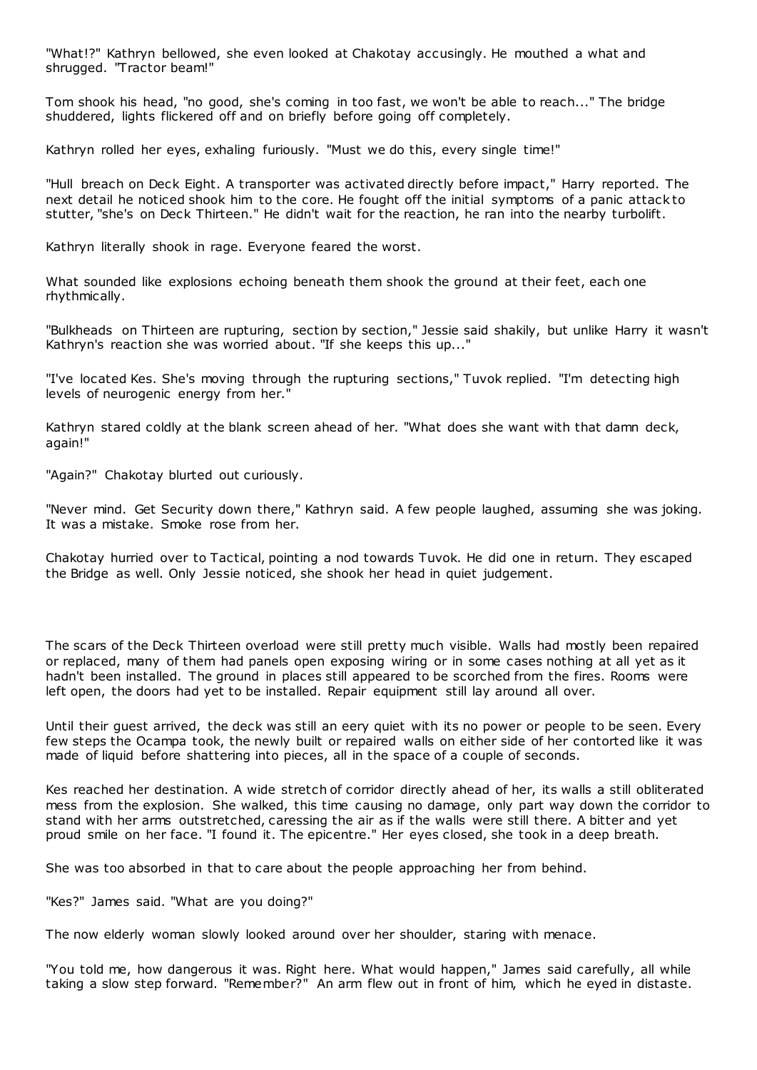"What!?" Kathryn bellowed, she even looked at Chakotay accusingly. He mouthed a what and shrugged. "Tractor beam!"

Tom shook his head, "no good, she's coming in too fast, we won't be able to reach..." The bridge shuddered, lights flickered off and on briefly before going off completely.

Kathryn rolled her eyes, exhaling furiously. "Must we do this, every single time!"

"Hull breach on Deck Eight. A transporter was activated directly before impact," Harry reported. The next detail he noticed shook him to the core. He fought off the initial symptoms of a panic attack to stutter, "she's on Deck Thirteen." He didn't wait for the reaction, he ran into the nearby turbolift.

Kathryn literally shook in rage. Everyone feared the worst.

What sounded like explosions echoing beneath them shook the ground at their feet, each one rhythmically.

"Bulkheads on Thirteen are rupturing, section by section," Jessie said shakily, but unlike Harry it wasn't Kathryn's reaction she was worried about. "If she keeps this up..."

"I've located Kes. She's moving through the rupturing sections," Tuvok replied. "I'm detecting high levels of neurogenic energy from her."

Kathryn stared coldly at the blank screen ahead of her. "What does she want with that damn deck, again!"

"Again?" Chakotay blurted out curiously.

"Never mind. Get Security down there," Kathryn said. A few people laughed, assuming she was joking. It was a mistake. Smoke rose from her.

Chakotay hurried over to Tactical, pointing a nod towards Tuvok. He did one in return. They escaped the Bridge as well. Only Jessie noticed, she shook her head in quiet judgement.

The scars of the Deck Thirteen overload were still pretty much visible. Walls had mostly been repaired or replaced, many of them had panels open exposing wiring or in some cases nothing at all yet as it hadn't been installed. The ground in places still appeared to be scorched from the fires. Rooms were left open, the doors had yet to be installed. Repair equipment still lay around all over.

Until their guest arrived, the deck was still an eery quiet with its no power or people to be seen. Every few steps the Ocampa took, the newly built or repaired walls on either side of her contorted like it was made of liquid before shattering into pieces, all in the space of a couple of seconds.

Kes reached her destination. A wide stretch of corridor directly ahead of her, its walls a still obliterated mess from the explosion. She walked, this time causing no damage, only part way down the corridor to stand with her arms outstretched, caressing the air as if the walls were still there. A bitter and yet proud smile on her face. "I found it. The epicentre." Her eyes closed, she took in a deep breath.

She was too absorbed in that to care about the people approaching her from behind.

"Kes?" James said. "What are you doing?"

The now elderly woman slowly looked around over her shoulder, staring with menace.

"You told me, how dangerous it was. Right here. What would happen," James said carefully, all while taking a slow step forward. "Remember?" An arm flew out in front of him, which he eyed in distaste.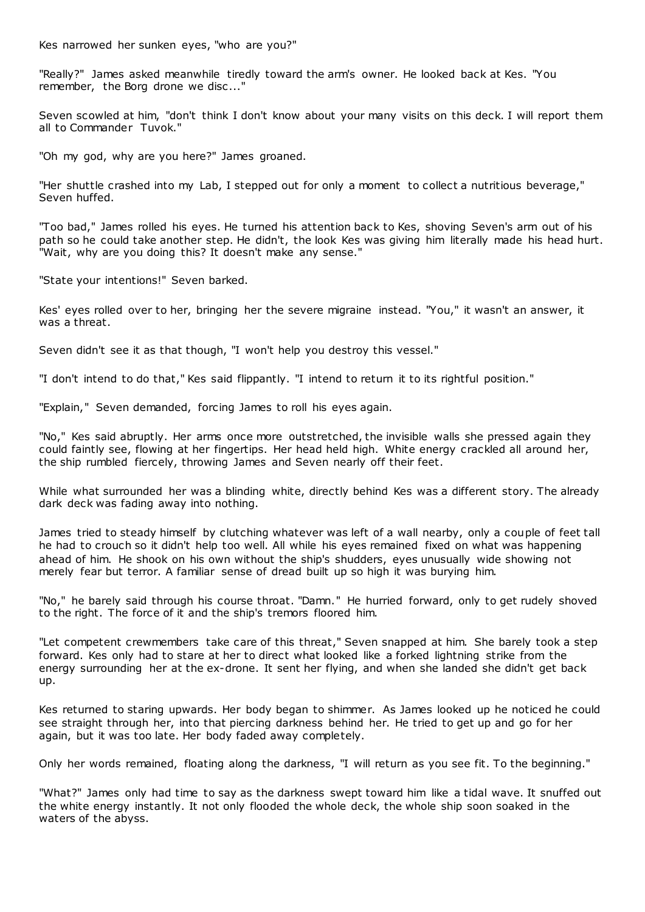Kes narrowed her sunken eyes, "who are you?"

"Really?" James asked meanwhile tiredly toward the arm's owner. He looked back at Kes. "You remember, the Borg drone we disc..."

Seven scowled at him, "don't think I don't know about your many visits on this deck. I will report them all to Commander Tuvok."

"Oh my god, why are you here?" James groaned.

"Her shuttle crashed into my Lab, I stepped out for only a moment to collect a nutritious beverage," Seven huffed.

"Too bad," James rolled his eyes. He turned his attention back to Kes, shoving Seven's arm out of his path so he could take another step. He didn't, the look Kes was giving him literally made his head hurt. "Wait, why are you doing this? It doesn't make any sense."

"State your intentions!" Seven barked.

Kes' eyes rolled over to her, bringing her the severe migraine instead. "You," it wasn't an answer, it was a threat.

Seven didn't see it as that though, "I won't help you destroy this vessel."

"I don't intend to do that," Kes said flippantly. "I intend to return it to its rightful position."

"Explain," Seven demanded, forcing James to roll his eyes again.

"No," Kes said abruptly. Her arms once more outstretched, the invisible walls she pressed again they could faintly see, flowing at her fingertips. Her head held high. White energy crackled all around her, the ship rumbled fiercely, throwing James and Seven nearly off their feet.

While what surrounded her was a blinding white, directly behind Kes was a different story. The already dark deck was fading away into nothing.

James tried to steady himself by clutching whatever was left of a wall nearby, only a couple of feet tall he had to crouch so it didn't help too well. All while his eyes remained fixed on what was happening ahead of him. He shook on his own without the ship's shudders, eyes unusually wide showing not merely fear but terror. A familiar sense of dread built up so high it was burying him.

"No," he barely said through his course throat. "Damn." He hurried forward, only to get rudely shoved to the right. The force of it and the ship's tremors floored him.

"Let competent crewmembers take care of this threat," Seven snapped at him. She barely took a step forward. Kes only had to stare at her to direct what looked like a forked lightning strike from the energy surrounding her at the ex-drone. It sent her flying, and when she landed she didn't get back up.

Kes returned to staring upwards. Her body began to shimmer. As James looked up he noticed he could see straight through her, into that piercing darkness behind her. He tried to get up and go for her again, but it was too late. Her body faded away completely.

Only her words remained, floating along the darkness, "I will return as you see fit. To the beginning."

"What?" James only had time to say as the darkness swept toward him like a tidal wave. It snuffed out the white energy instantly. It not only flooded the whole deck, the whole ship soon soaked in the waters of the abyss.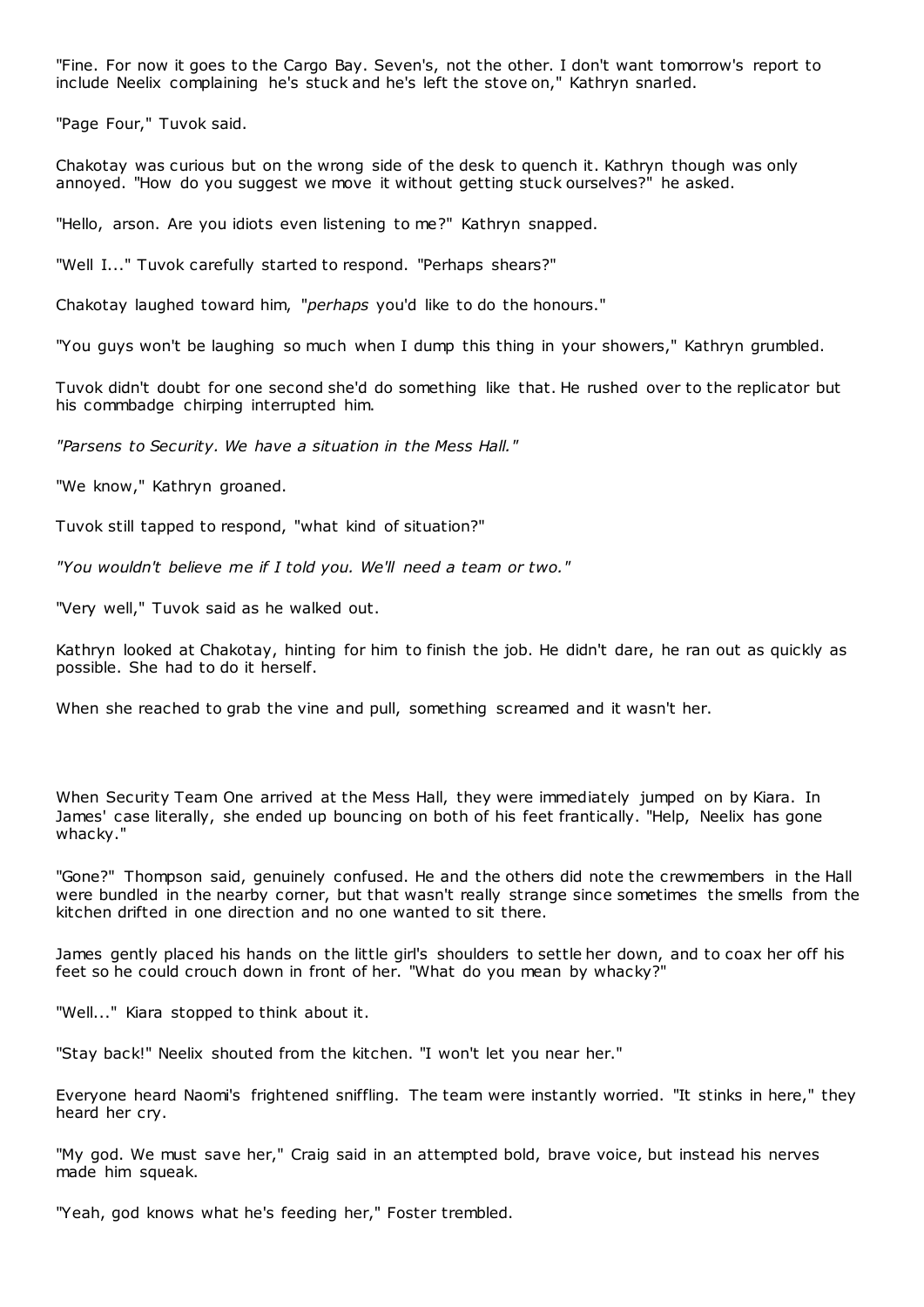"Fine. For now it goes to the Cargo Bay. Seven's, not the other. I don't want tomorrow's report to include Neelix complaining he's stuck and he's left the stove on," Kathryn snarled.

"Page Four," Tuvok said.

Chakotay was curious but on the wrong side of the desk to quench it. Kathryn though was only annoyed. "How do you suggest we move it without getting stuck ourselves?" he asked.

"Hello, arson. Are you idiots even listening to me?" Kathryn snapped.

"Well I..." Tuvok carefully started to respond. "Perhaps shears?"

Chakotay laughed toward him, "*perhaps* you'd like to do the honours."

"You guys won't be laughing so much when I dump this thing in your showers," Kathryn grumbled.

Tuvok didn't doubt for one second she'd do something like that. He rushed over to the replicator but his commbadge chirping interrupted him.

*"Parsens to Security. We have a situation in the Mess Hall."*

"We know," Kathryn groaned.

Tuvok still tapped to respond, "what kind of situation?"

*"You wouldn't believe me if I told you. We'll need a team or two."*

"Very well," Tuvok said as he walked out.

Kathryn looked at Chakotay, hinting for him to finish the job. He didn't dare, he ran out as quickly as possible. She had to do it herself.

When she reached to grab the vine and pull, something screamed and it wasn't her.

When Security Team One arrived at the Mess Hall, they were immediately jumped on by Kiara. In James' case literally, she ended up bouncing on both of his feet frantically. "Help, Neelix has gone whacky."

"Gone?" Thompson said, genuinely confused. He and the others did note the crewmembers in the Hall were bundled in the nearby corner, but that wasn't really strange since sometimes the smells from the kitchen drifted in one direction and no one wanted to sit there.

James gently placed his hands on the little girl's shoulders to settle her down, and to coax her off his feet so he could crouch down in front of her. "What do you mean by whacky?"

"Well..." Kiara stopped to think about it.

"Stay back!" Neelix shouted from the kitchen. "I won't let you near her."

Everyone heard Naomi's frightened sniffling. The team were instantly worried. "It stinks in here," they heard her cry.

"My god. We must save her," Craig said in an attempted bold, brave voice, but instead his nerves made him squeak.

"Yeah, god knows what he's feeding her," Foster trembled.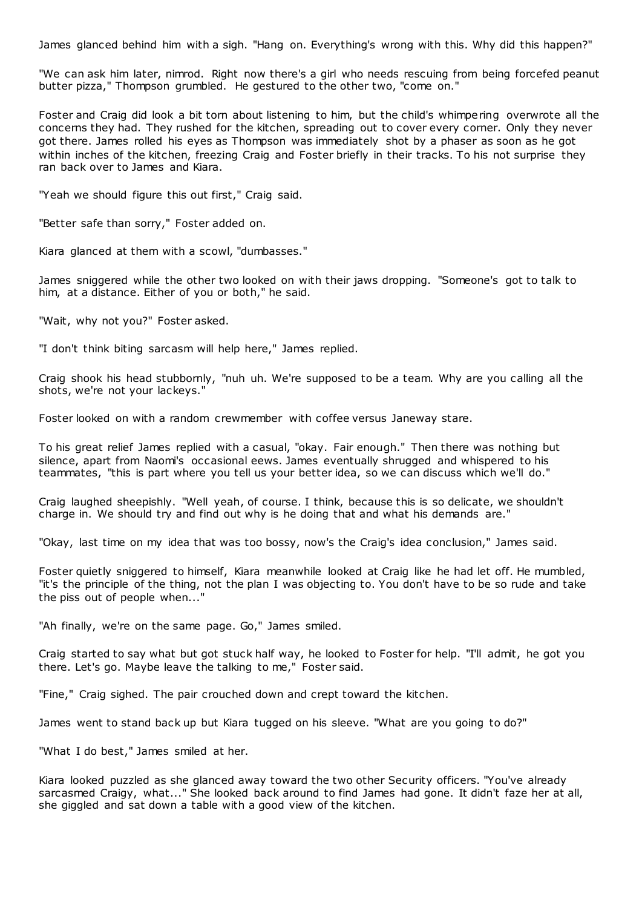James glanced behind him with a sigh. "Hang on. Everything's wrong with this. Why did this happen?"

"We can ask him later, nimrod. Right now there's a girl who needs rescuing from being forcefed peanut butter pizza," Thompson grumbled. He gestured to the other two, "come on."

Foster and Craig did look a bit torn about listening to him, but the child's whimpering overwrote all the concerns they had. They rushed for the kitchen, spreading out to cover every corner. Only they never got there. James rolled his eyes as Thompson was immediately shot by a phaser as soon as he got within inches of the kitchen, freezing Craig and Foster briefly in their tracks. To his not surprise they ran back over to James and Kiara.

"Yeah we should figure this out first," Craig said.

"Better safe than sorry," Foster added on.

Kiara glanced at them with a scowl, "dumbasses."

James sniggered while the other two looked on with their jaws dropping. "Someone's got to talk to him, at a distance. Either of you or both," he said.

"Wait, why not you?" Foster asked.

"I don't think biting sarcasm will help here," James replied.

Craig shook his head stubbornly, "nuh uh. We're supposed to be a team. Why are you calling all the shots, we're not your lackeys."

Foster looked on with a random crewmember with coffee versus Janeway stare.

To his great relief James replied with a casual, "okay. Fair enough." Then there was nothing but silence, apart from Naomi's occasional eews. James eventually shrugged and whispered to his teammates, "this is part where you tell us your better idea, so we can discuss which we'll do."

Craig laughed sheepishly. "Well yeah, of course. I think, because this is so delicate, we shouldn't charge in. We should try and find out why is he doing that and what his demands are."

"Okay, last time on my idea that was too bossy, now's the Craig's idea conclusion," James said.

Foster quietly sniggered to himself, Kiara meanwhile looked at Craig like he had let off. He mumbled, "it's the principle of the thing, not the plan I was objecting to. You don't have to be so rude and take the piss out of people when..."

"Ah finally, we're on the same page. Go," James smiled.

Craig started to say what but got stuck half way, he looked to Foster for help. "I'll admit, he got you there. Let's go. Maybe leave the talking to me," Foster said.

"Fine," Craig sighed. The pair crouched down and crept toward the kitchen.

James went to stand back up but Kiara tugged on his sleeve. "What are you going to do?"

"What I do best," James smiled at her.

Kiara looked puzzled as she glanced away toward the two other Security officers. "You've already sarcasmed Craigy, what..." She looked back around to find James had gone. It didn't faze her at all, she giggled and sat down a table with a good view of the kitchen.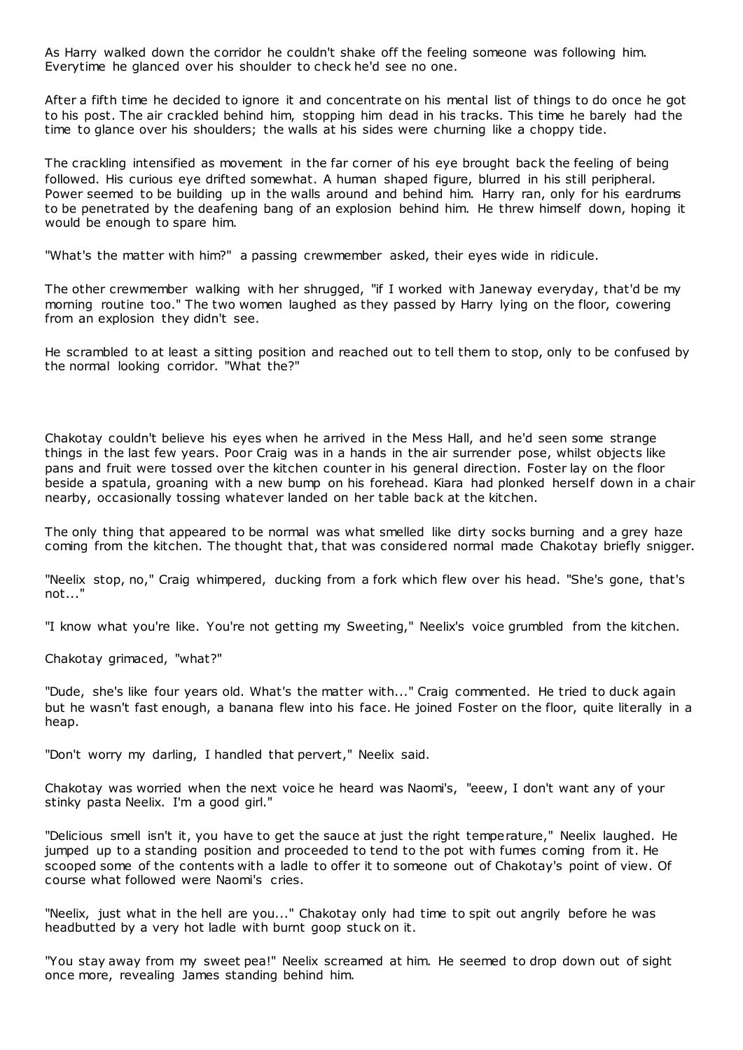As Harry walked down the corridor he couldn't shake off the feeling someone was following him. Everytime he glanced over his shoulder to check he'd see no one.

After a fifth time he decided to ignore it and concentrate on his mental list of things to do once he got to his post. The air crackled behind him, stopping him dead in his tracks. This time he barely had the time to glance over his shoulders; the walls at his sides were churning like a choppy tide.

The crackling intensified as movement in the far corner of his eye brought back the feeling of being followed. His curious eye drifted somewhat. A human shaped figure, blurred in his still peripheral. Power seemed to be building up in the walls around and behind him. Harry ran, only for his eardrums to be penetrated by the deafening bang of an explosion behind him. He threw himself down, hoping it would be enough to spare him.

"What's the matter with him?" a passing crewmember asked, their eyes wide in ridicule.

The other crewmember walking with her shrugged, "if I worked with Janeway everyday, that'd be my morning routine too." The two women laughed as they passed by Harry lying on the floor, cowering from an explosion they didn't see.

He scrambled to at least a sitting position and reached out to tell them to stop, only to be confused by the normal looking corridor. "What the?"

Chakotay couldn't believe his eyes when he arrived in the Mess Hall, and he'd seen some strange things in the last few years. Poor Craig was in a hands in the air surrender pose, whilst objects like pans and fruit were tossed over the kitchen counter in his general direction. Foster lay on the floor beside a spatula, groaning with a new bump on his forehead. Kiara had plonked herself down in a chair nearby, occasionally tossing whatever landed on her table back at the kitchen.

The only thing that appeared to be normal was what smelled like dirty socks burning and a grey haze coming from the kitchen. The thought that, that was considered normal made Chakotay briefly snigger.

"Neelix stop, no," Craig whimpered, ducking from a fork which flew over his head. "She's gone, that's not..."

"I know what you're like. You're not getting my Sweeting," Neelix's voice grumbled from the kitchen.

Chakotay grimaced, "what?"

"Dude, she's like four years old. What's the matter with..." Craig commented. He tried to duck again but he wasn't fast enough, a banana flew into his face. He joined Foster on the floor, quite literally in a heap.

"Don't worry my darling, I handled that pervert," Neelix said.

Chakotay was worried when the next voice he heard was Naomi's, "eeew, I don't want any of your stinky pasta Neelix. I'm a good girl."

"Delicious smell isn't it, you have to get the sauce at just the right temperature," Neelix laughed. He jumped up to a standing position and proceeded to tend to the pot with fumes coming from it. He scooped some of the contents with a ladle to offer it to someone out of Chakotay's point of view. Of course what followed were Naomi's cries.

"Neelix, just what in the hell are you..." Chakotay only had time to spit out angrily before he was headbutted by a very hot ladle with burnt goop stuck on it.

"You stay away from my sweet pea!" Neelix screamed at him. He seemed to drop down out of sight once more, revealing James standing behind him.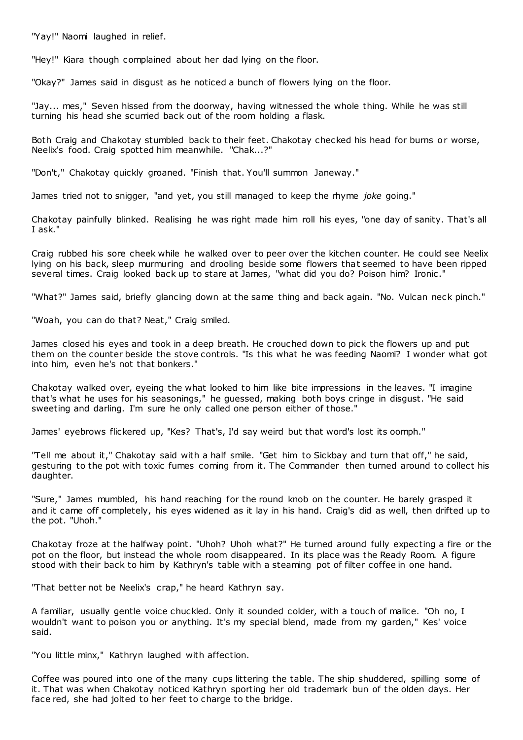"Yay!" Naomi laughed in relief.

"Hey!" Kiara though complained about her dad lying on the floor.

"Okay?" James said in disgust as he noticed a bunch of flowers lying on the floor.

"Jay... mes," Seven hissed from the doorway, having witnessed the whole thing. While he was still turning his head she scurried back out of the room holding a flask.

Both Craig and Chakotay stumbled back to their feet. Chakotay checked his head for burns or worse, Neelix's food. Craig spotted him meanwhile. "Chak...?"

"Don't," Chakotay quickly groaned. "Finish that. You'll summon Janeway."

James tried not to snigger, "and yet, you still managed to keep the rhyme *joke* going."

Chakotay painfully blinked. Realising he was right made him roll his eyes, "one day of sanity. That's all I ask."

Craig rubbed his sore cheek while he walked over to peer over the kitchen counter. He could see Neelix lying on his back, sleep murmuring and drooling beside some flowers that seemed to have been ripped several times. Craig looked back up to stare at James, "what did you do? Poison him? Ironic."

"What?" James said, briefly glancing down at the same thing and back again. "No. Vulcan neck pinch."

"Woah, you can do that? Neat," Craig smiled.

James closed his eyes and took in a deep breath. He crouched down to pick the flowers up and put them on the counter beside the stove controls. "Is this what he was feeding Naomi? I wonder what got into him, even he's not that bonkers."

Chakotay walked over, eyeing the what looked to him like bite impressions in the leaves. "I imagine that's what he uses for his seasonings," he guessed, making both boys cringe in disgust. "He said sweeting and darling. I'm sure he only called one person either of those."

James' eyebrows flickered up, "Kes? That's, I'd say weird but that word's lost its oomph."

"Tell me about it," Chakotay said with a half smile. "Get him to Sickbay and turn that off," he said, gesturing to the pot with toxic fumes coming from it. The Commander then turned around to collect his daughter.

"Sure," James mumbled, his hand reaching for the round knob on the counter. He barely grasped it and it came off completely, his eyes widened as it lay in his hand. Craig's did as well, then drifted up to the pot. "Uhoh."

Chakotay froze at the halfway point. "Uhoh? Uhoh what?" He turned around fully expecting a fire or the pot on the floor, but instead the whole room disappeared. In its place was the Ready Room. A figure stood with their back to him by Kathryn's table with a steaming pot of filter coffee in one hand.

"That better not be Neelix's crap," he heard Kathryn say.

A familiar, usually gentle voice chuckled. Only it sounded colder, with a touch of malice. "Oh no, I wouldn't want to poison you or anything. It's my special blend, made from my garden," Kes' voice said.

"You little minx," Kathryn laughed with affection.

Coffee was poured into one of the many cups littering the table. The ship shuddered, spilling some of it. That was when Chakotay noticed Kathryn sporting her old trademark bun of the olden days. Her face red, she had jolted to her feet to charge to the bridge.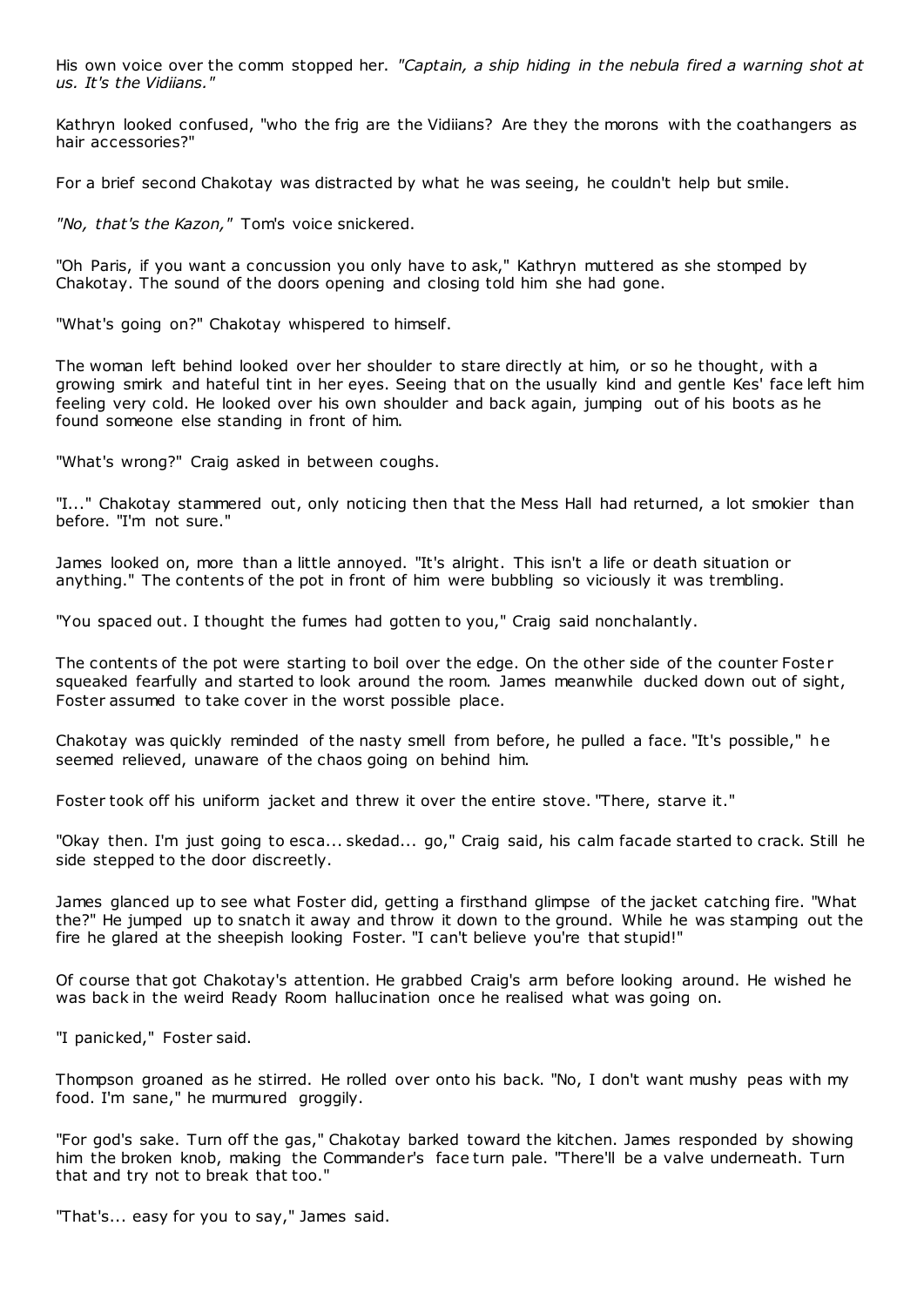His own voice over the comm stopped her. *"Captain, a ship hiding in the nebula fired a warning shot at us. It's the Vidiians."*

Kathryn looked confused, "who the frig are the Vidiians? Are they the morons with the coathangers as hair accessories?"

For a brief second Chakotay was distracted by what he was seeing, he couldn't help but smile.

*"No, that's the Kazon,"* Tom's voice snickered.

"Oh Paris, if you want a concussion you only have to ask," Kathryn muttered as she stomped by Chakotay. The sound of the doors opening and closing told him she had gone.

"What's going on?" Chakotay whispered to himself.

The woman left behind looked over her shoulder to stare directly at him, or so he thought, with a growing smirk and hateful tint in her eyes. Seeing that on the usually kind and gentle Kes' face left him feeling very cold. He looked over his own shoulder and back again, jumping out of his boots as he found someone else standing in front of him.

"What's wrong?" Craig asked in between coughs.

"I..." Chakotay stammered out, only noticing then that the Mess Hall had returned, a lot smokier than before. "I'm not sure."

James looked on, more than a little annoyed. "It's alright. This isn't a life or death situation or anything." The contents of the pot in front of him were bubbling so viciously it was trembling.

"You spaced out. I thought the fumes had gotten to you," Craig said nonchalantly.

The contents of the pot were starting to boil over the edge. On the other side of the counter Foster squeaked fearfully and started to look around the room. James meanwhile ducked down out of sight, Foster assumed to take cover in the worst possible place.

Chakotay was quickly reminded of the nasty smell from before, he pulled a face. "It's possible," he seemed relieved, unaware of the chaos going on behind him.

Foster took off his uniform jacket and threw it over the entire stove. "There, starve it."

"Okay then. I'm just going to esca... skedad... go," Craig said, his calm facade started to crack. Still he side stepped to the door discreetly.

James glanced up to see what Foster did, getting a firsthand glimpse of the jacket catching fire. "What the?" He jumped up to snatch it away and throw it down to the ground. While he was stamping out the fire he glared at the sheepish looking Foster. "I can't believe you're that stupid!"

Of course that got Chakotay's attention. He grabbed Craig's arm before looking around. He wished he was back in the weird Ready Room hallucination once he realised what was going on.

"I panicked," Foster said.

Thompson groaned as he stirred. He rolled over onto his back. "No, I don't want mushy peas with my food. I'm sane," he murmured groggily.

"For god's sake. Turn off the gas," Chakotay barked toward the kitchen. James responded by showing him the broken knob, making the Commander's face turn pale. "There'll be a valve underneath. Turn that and try not to break that too."

"That's... easy for you to say," James said.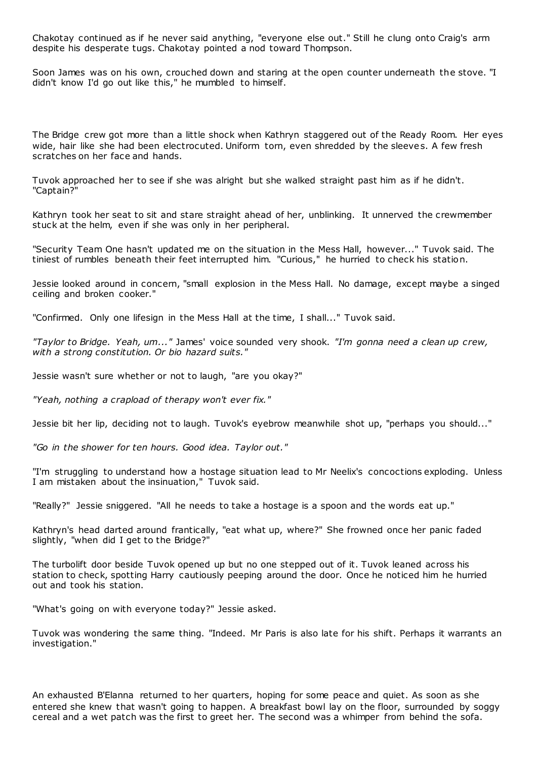Chakotay continued as if he never said anything, "everyone else out." Still he clung onto Craig's arm despite his desperate tugs. Chakotay pointed a nod toward Thompson.

Soon James was on his own, crouched down and staring at the open counter underneath the stove. "I didn't know I'd go out like this," he mumbled to himself.

The Bridge crew got more than a little shock when Kathryn staggered out of the Ready Room. Her eyes wide, hair like she had been electrocuted. Uniform torn, even shredded by the sleeves. A few fresh scratches on her face and hands.

Tuvok approached her to see if she was alright but she walked straight past him as if he didn't. "Captain?"

Kathryn took her seat to sit and stare straight ahead of her, unblinking. It unnerved the crewmember stuck at the helm, even if she was only in her peripheral.

"Security Team One hasn't updated me on the situation in the Mess Hall, however..." Tuvok said. The tiniest of rumbles beneath their feet interrupted him. "Curious," he hurried to check his station.

Jessie looked around in concern, "small explosion in the Mess Hall. No damage, except maybe a singed ceiling and broken cooker."

"Confirmed. Only one lifesign in the Mess Hall at the time, I shall..." Tuvok said.

*"Taylor to Bridge. Yeah, um..."* James' voice sounded very shook. *"I'm gonna need a clean up crew, with a strong constitution. Or bio hazard suits."*

Jessie wasn't sure whether or not to laugh, "are you okay?"

*"Yeah, nothing a crapload of therapy won't ever fix."*

Jessie bit her lip, deciding not to laugh. Tuvok's eyebrow meanwhile shot up, "perhaps you should..."

*"Go in the shower for ten hours. Good idea. Taylor out."*

"I'm struggling to understand how a hostage situation lead to Mr Neelix's concoctions exploding. Unless I am mistaken about the insinuation," Tuvok said.

"Really?" Jessie sniggered. "All he needs to take a hostage is a spoon and the words eat up."

Kathryn's head darted around frantically, "eat what up, where?" She frowned once her panic faded slightly, "when did I get to the Bridge?"

The turbolift door beside Tuvok opened up but no one stepped out of it. Tuvok leaned across his station to check, spotting Harry cautiously peeping around the door. Once he noticed him he hurried out and took his station.

"What's going on with everyone today?" Jessie asked.

Tuvok was wondering the same thing. "Indeed. Mr Paris is also late for his shift. Perhaps it warrants an investigation."

An exhausted B'Elanna returned to her quarters, hoping for some peace and quiet. As soon as she entered she knew that wasn't going to happen. A breakfast bowl lay on the floor, surrounded by soggy cereal and a wet patch was the first to greet her. The second was a whimper from behind the sofa.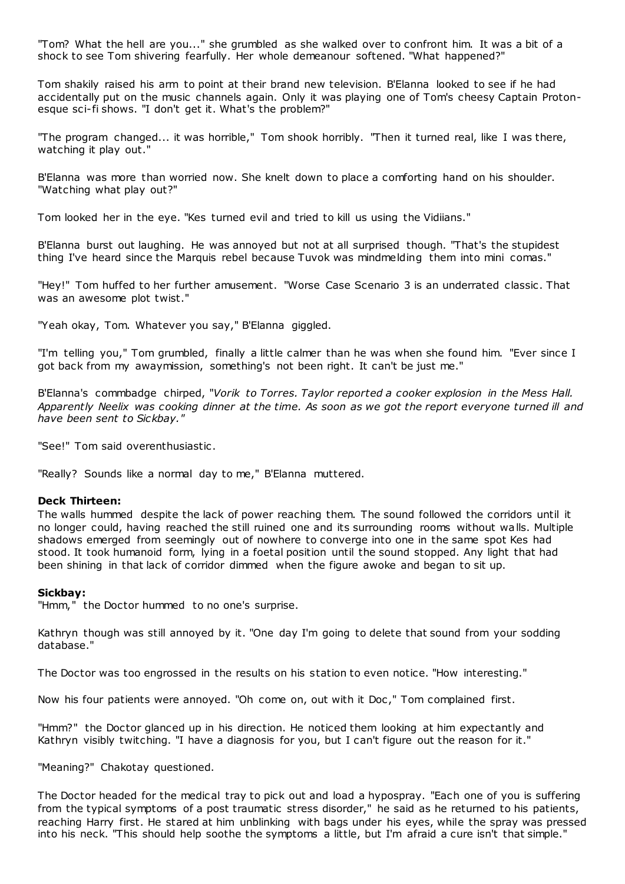"Tom? What the hell are you..." she grumbled as she walked over to confront him. It was a bit of a shock to see Tom shivering fearfully. Her whole demeanour softened. "What happened?"

Tom shakily raised his arm to point at their brand new television. B'Elanna looked to see if he had accidentally put on the music channels again. Only it was playing one of Tom's cheesy Captain Proton-esque sci-fi shows. "I don't get it. What's the problem?"

"The program changed... it was horrible," Tom shook horribly. "Then it turned real, like I was there, watching it play out."

B'Elanna was more than worried now. She knelt down to place a comforting hand on his shoulder. "Watching what play out?"

Tom looked her in the eye. "Kes turned evil and tried to kill us using the Vidiians."

B'Elanna burst out laughing. He was annoyed but not at all surprised though. "That's the stupidest thing I've heard since the Marquis rebel because Tuvok was mindmelding them into mini comas."

"Hey!" Tom huffed to her further amusement. "Worse Case Scenario 3 is an underrated classic. That was an awesome plot twist."

"Yeah okay, Tom. Whatever you say," B'Elanna giggled.

"I'm telling you," Tom grumbled, finally a little calmer than he was when she found him. "Ever since I got back from my awaymission, something's not been right. It can't be just me."

B'Elanna's commbadge chirped, "*Vorik to Torres. Taylor reported a cooker explosion in the Mess Hall. Apparently Neelix was cooking dinner at the time. As soon as we got the report everyone turned ill and have been sent to Sickbay.*"

"See!" Tom said overenthusiastic.

"Really? Sounds like a normal day to me," B'Elanna muttered.

**Deck Thirteen:**

The walls hummed despite the lack of power reaching them. The sound followed the corridors until it no longer could, having reached the still ruined one and its surrounding rooms without walls. Multiple shadows emerged from seemingly out of nowhere to converge into one in the same spot Kes had stood. It took humanoid form, lying in a foetal position until the sound stopped. Any light that had been shining in that lack of corridor dimmed when the figure awoke and began to sit up.

**Sickbay:**

"Hmm," the Doctor hummed to no one's surprise.

Kathryn though was still annoyed by it. "One day I'm going to delete that sound from your sodding database."

The Doctor was too engrossed in the results on his station to even notice. "How interesting."

Now his four patients were annoyed. "Oh come on, out with it Doc," Tom complained first.

"Hmm?" the Doctor glanced up in his direction. He noticed them looking at him expectantly and Kathryn visibly twitching. "I have a diagnosis for you, but I can't figure out the reason for it."

"Meaning?" Chakotay questioned.

The Doctor headed for the medical tray to pick out and load a hypospray. "Each one of you is suffering from the typical symptoms of a post traumatic stress disorder," he said as he returned to his patients, reaching Harry first. He stared at him unblinking with bags under his eyes, while the spray was pressed into his neck. "This should help soothe the symptoms a little, but I'm afraid a cure isn't that simple."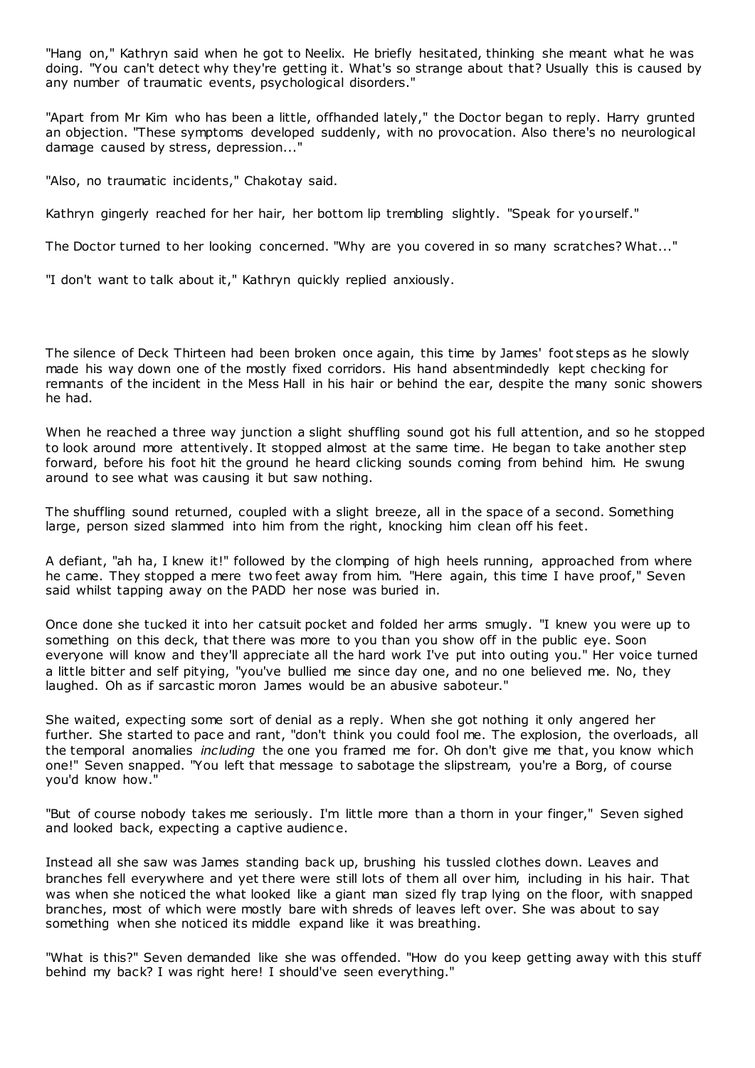"Hang on," Kathryn said when he got to Neelix. He briefly hesitated, thinking she meant what he was doing. "You can't detect why they're getting it. What's so strange about that? Usually this is caused by any number of traumatic events, psychological disorders."

"Apart from Mr Kim who has been a little, offhanded lately," the Doctor began to reply. Harry grunted an objection. "These symptoms developed suddenly, with no provocation. Also there's no neurological damage caused by stress, depression..."

"Also, no traumatic incidents," Chakotay said.

Kathryn gingerly reached for her hair, her bottom lip trembling slightly. "Speak for yourself."

The Doctor turned to her looking concerned. "Why are you covered in so many scratches? What..."

"I don't want to talk about it," Kathryn quickly replied anxiously.

The silence of Deck Thirteen had been broken once again, this time by James' foot steps as he slowly made his way down one of the mostly fixed corridors. His hand absentmindedly kept checking for remnants of the incident in the Mess Hall in his hair or behind the ear, despite the many sonic showers he had.

When he reached a three way junction a slight shuffling sound got his full attention, and so he stopped to look around more attentively. It stopped almost at the same time. He began to take another step forward, before his foot hit the ground he heard clicking sounds coming from behind him. He swung around to see what was causing it but saw nothing.

The shuffling sound returned, coupled with a slight breeze, all in the space of a second. Something large, person sized slammed into him from the right, knocking him clean off his feet.

A defiant, "ah ha, I knew it!" followed by the clomping of high heels running, approached from where he came. They stopped a mere two feet away from him. "Here again, this time I have proof," Seven said whilst tapping away on the PADD her nose was buried in.

Once done she tucked it into her catsuit pocket and folded her arms smugly. "I knew you were up to something on this deck, that there was more to you than you show off in the public eye. Soon everyone will know and they'll appreciate all the hard work I've put into outing you." Her voice turned a little bitter and self pitying, "you've bullied me since day one, and no one believed me. No, they laughed. Oh as if sarcastic moron James would be an abusive saboteur."

She waited, expecting some sort of denial as a reply. When she got nothing it only angered her further. She started to pace and rant, "don't think you could fool me. The explosion, the overloads, all the temporal anomalies *including* the one you framed me for. Oh don't give me that, you know which one!" Seven snapped. "You left that message to sabotage the slipstream, you're a Borg, of course you'd know how."

"But of course nobody takes me seriously. I'm little more than a thorn in your finger," Seven sighed and looked back, expecting a captive audience.

Instead all she saw was James standing back up, brushing his tussled clothes down. Leaves and branches fell everywhere and yet there were still lots of them all over him, including in his hair. That was when she noticed the what looked like a giant man sized fly trap lying on the floor, with snapped branches, most of which were mostly bare with shreds of leaves left over. She was about to say something when she noticed its middle expand like it was breathing.

"What is this?" Seven demanded like she was offended. "How do you keep getting away with this stuff behind my back? I was right here! I should've seen everything."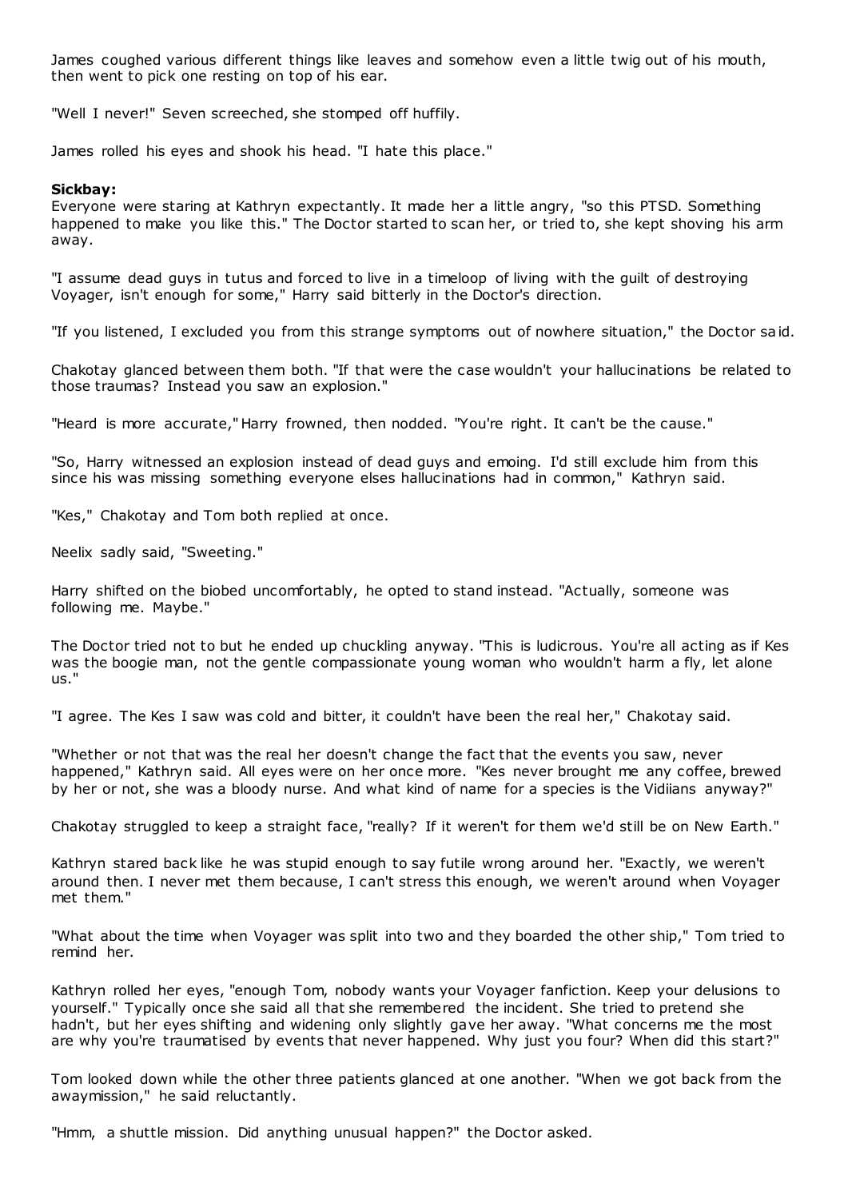James coughed various different things like leaves and somehow even a little twig out of his mouth, then went to pick one resting on top of his ear.

"Well I never!" Seven screeched, she stomped off huffily.

James rolled his eyes and shook his head. "I hate this place."

**Sickbay:**

Everyone were staring at Kathryn expectantly. It made her a little angry, "so this PTSD. Something happened to make you like this." The Doctor started to scan her, or tried to, she kept shoving his arm away.

"I assume dead guys in tutus and forced to live in a timeloop of living with the guilt of destroying Voyager, isn't enough for some," Harry said bitterly in the Doctor's direction.

"If you listened, I excluded you from this strange symptoms out of nowhere situation," the Doctor said.

Chakotay glanced between them both. "If that were the case wouldn't your hallucinations be related to those traumas? Instead you saw an explosion."

"Heard is more accurate," Harry frowned, then nodded. "You're right. It can't be the cause."

"So, Harry witnessed an explosion instead of dead guys and emoing. I'd still exclude him from this since his was missing something everyone elses hallucinations had in common," Kathryn said.

"Kes," Chakotay and Tom both replied at once.

Neelix sadly said, "Sweeting."

Harry shifted on the biobed uncomfortably, he opted to stand instead. "Actually, someone was following me. Maybe."

The Doctor tried not to but he ended up chuckling anyway. "This is ludicrous. You're all acting as if Kes was the boogie man, not the gentle compassionate young woman who wouldn't harm a fly, let alone us."

"I agree. The Kes I saw was cold and bitter, it couldn't have been the real her," Chakotay said.

"Whether or not that was the real her doesn't change the fact that the events you saw, never happened," Kathryn said. All eyes were on her once more. "Kes never brought me any coffee, brewed by her or not, she was a bloody nurse. And what kind of name for a species is the Vidiians anyway?"

Chakotay struggled to keep a straight face, "really? If it weren't for them we'd still be on New Earth."

Kathryn stared back like he was stupid enough to say futile wrong around her. "Exactly, we weren't around then. I never met them because, I can't stress this enough, we weren't around when Voyager met them."

"What about the time when Voyager was split into two and they boarded the other ship," Tom tried to remind her.

Kathryn rolled her eyes, "enough Tom, nobody wants your Voyager fanfiction. Keep your delusions to yourself." Typically once she said all that she remembered the incident. She tried to pretend she hadn't, but her eyes shifting and widening only slightly gave her away. "What concerns me the most are why you're traumatised by events that never happened. Why just you four? When did this start?"

Tom looked down while the other three patients glanced at one another. "When we got back from the awaymission," he said reluctantly.

"Hmm, a shuttle mission. Did anything unusual happen?" the Doctor asked.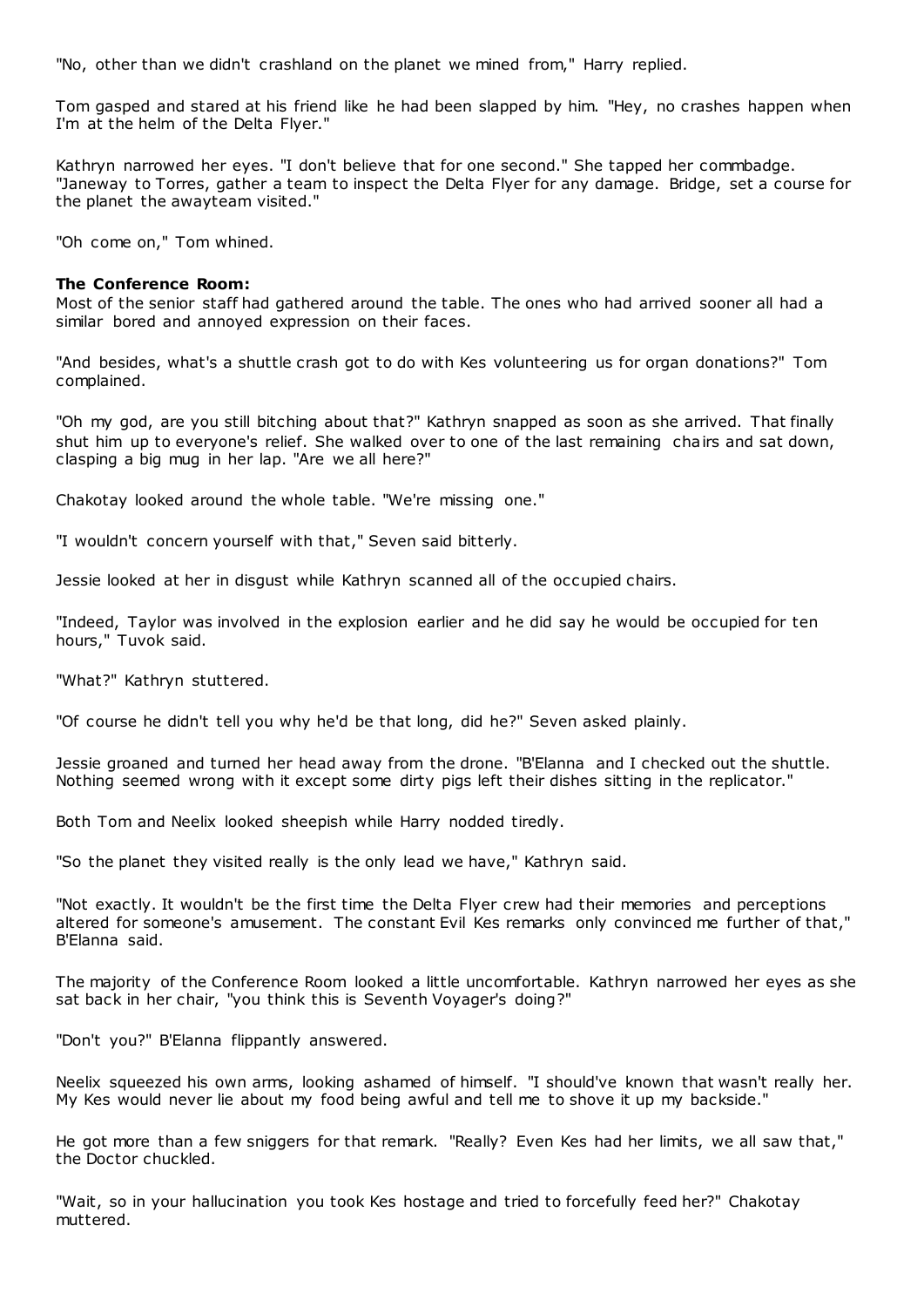"No, other than we didn't crashland on the planet we mined from," Harry replied.

Tom gasped and stared at his friend like he had been slapped by him. "Hey, no crashes happen when I'm at the helm of the Delta Flyer."

Kathryn narrowed her eyes. "I don't believe that for one second." She tapped her commbadge. "Janeway to Torres, gather a team to inspect the Delta Flyer for any damage. Bridge, set a course for the planet the awayteam visited."

"Oh come on," Tom whined.

**The Conference Room:**
Most of the senior staff had gathered around the table. The ones who had arrived sooner all had a similar bored and annoyed expression on their faces.

"And besides, what's a shuttle crash got to do with Kes volunteering us for organ donations?" Tom complained.

"Oh my god, are you still bitching about that?" Kathryn snapped as soon as she arrived. That finally shut him up to everyone's relief. She walked over to one of the last remaining chairs and sat down, clasping a big mug in her lap. "Are we all here?"

Chakotay looked around the whole table. "We're missing one."

"I wouldn't concern yourself with that," Seven said bitterly.

Jessie looked at her in disgust while Kathryn scanned all of the occupied chairs.

"Indeed, Taylor was involved in the explosion earlier and he did say he would be occupied for ten hours," Tuvok said.

"What?" Kathryn stuttered.

"Of course he didn't tell you why he'd be that long, did he?" Seven asked plainly.

Jessie groaned and turned her head away from the drone. "B'Elanna and I checked out the shuttle. Nothing seemed wrong with it except some dirty pigs left their dishes sitting in the replicator."

Both Tom and Neelix looked sheepish while Harry nodded tiredly.

"So the planet they visited really is the only lead we have," Kathryn said.

"Not exactly. It wouldn't be the first time the Delta Flyer crew had their memories and perceptions altered for someone's amusement. The constant Evil Kes remarks only convinced me further of that," B'Elanna said.

The majority of the Conference Room looked a little uncomfortable. Kathryn narrowed her eyes as she sat back in her chair, "you think this is Seventh Voyager's doing?"

"Don't you?" B'Elanna flippantly answered.

Neelix squeezed his own arms, looking ashamed of himself. "I should've known that wasn't really her. My Kes would never lie about my food being awful and tell me to shove it up my backside."

He got more than a few sniggers for that remark. "Really? Even Kes had her limits, we all saw that," the Doctor chuckled.

"Wait, so in your hallucination you took Kes hostage and tried to forcefully feed her?" Chakotay muttered.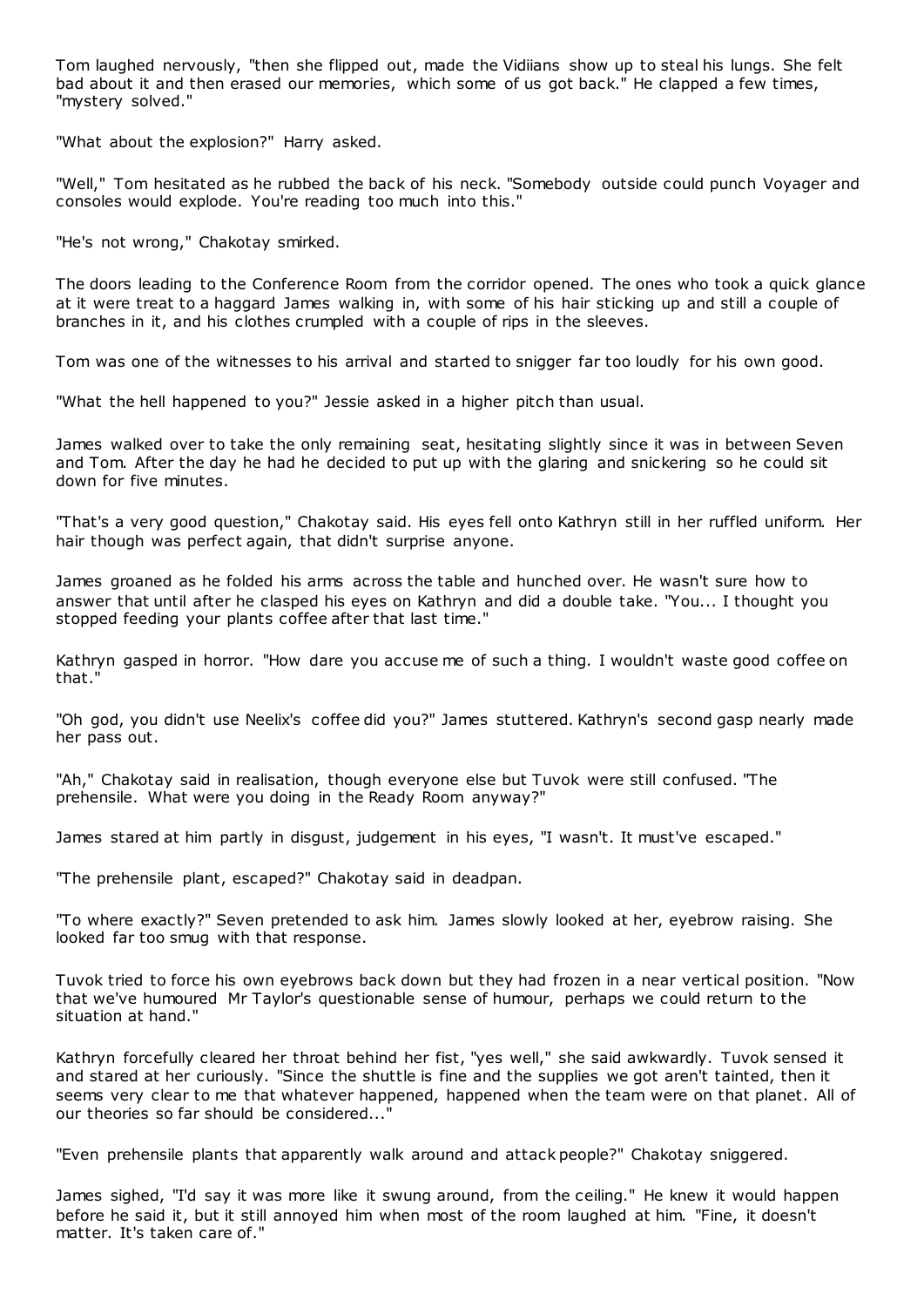Tom laughed nervously, "then she flipped out, made the Vidiians show up to steal his lungs. She felt bad about it and then erased our memories, which some of us got back." He clapped a few times, "mystery solved."

"What about the explosion?" Harry asked.

"Well," Tom hesitated as he rubbed the back of his neck. "Somebody outside could punch Voyager and consoles would explode. You're reading too much into this."

"He's not wrong," Chakotay smirked.

The doors leading to the Conference Room from the corridor opened. The ones who took a quick glance at it were treat to a haggard James walking in, with some of his hair sticking up and still a couple of branches in it, and his clothes crumpled with a couple of rips in the sleeves.

Tom was one of the witnesses to his arrival and started to snigger far too loudly for his own good.

"What the hell happened to you?" Jessie asked in a higher pitch than usual.

James walked over to take the only remaining seat, hesitating slightly since it was in between Seven and Tom. After the day he had he decided to put up with the glaring and snickering so he could sit down for five minutes.

"That's a very good question," Chakotay said. His eyes fell onto Kathryn still in her ruffled uniform. Her hair though was perfect again, that didn't surprise anyone.

James groaned as he folded his arms across the table and hunched over. He wasn't sure how to answer that until after he clasped his eyes on Kathryn and did a double take. "You... I thought you stopped feeding your plants coffee after that last time."

Kathryn gasped in horror. "How dare you accuse me of such a thing. I wouldn't waste good coffee on that."

"Oh god, you didn't use Neelix's coffee did you?" James stuttered. Kathryn's second gasp nearly made her pass out.

"Ah," Chakotay said in realisation, though everyone else but Tuvok were still confused. "The prehensile. What were you doing in the Ready Room anyway?"

James stared at him partly in disgust, judgement in his eyes, "I wasn't. It must've escaped."

"The prehensile plant, escaped?" Chakotay said in deadpan.

"To where exactly?" Seven pretended to ask him. James slowly looked at her, eyebrow raising. She looked far too smug with that response.

Tuvok tried to force his own eyebrows back down but they had frozen in a near vertical position. "Now that we've humoured Mr Taylor's questionable sense of humour, perhaps we could return to the situation at hand."

Kathryn forcefully cleared her throat behind her fist, "yes well," she said awkwardly. Tuvok sensed it and stared at her curiously. "Since the shuttle is fine and the supplies we got aren't tainted, then it seems very clear to me that whatever happened, happened when the team were on that planet. All of our theories so far should be considered..."

"Even prehensile plants that apparently walk around and attack people?" Chakotay sniggered.

James sighed, "I'd say it was more like it swung around, from the ceiling." He knew it would happen before he said it, but it still annoyed him when most of the room laughed at him. "Fine, it doesn't matter. It's taken care of."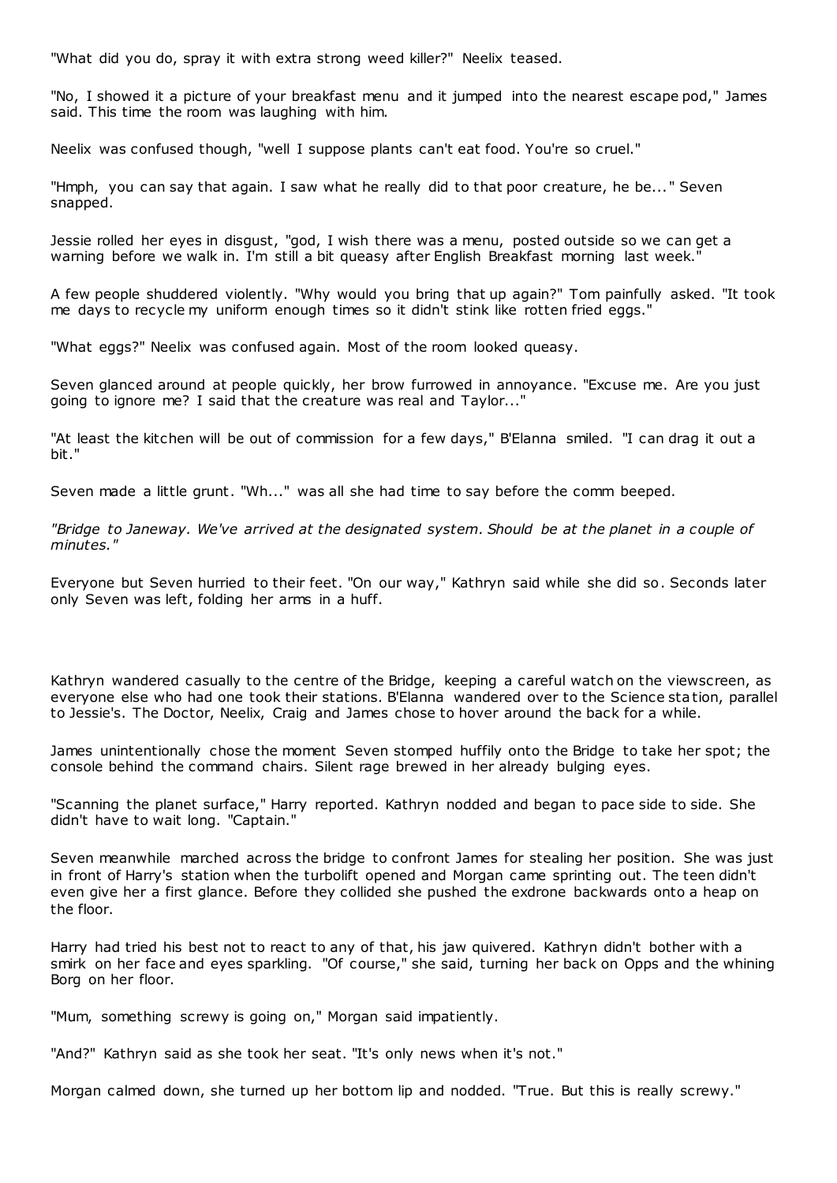"What did you do, spray it with extra strong weed killer?" Neelix teased.

"No, I showed it a picture of your breakfast menu and it jumped into the nearest escape pod," James said. This time the room was laughing with him.

Neelix was confused though, "well I suppose plants can't eat food. You're so cruel."

"Hmph, you can say that again. I saw what he really did to that poor creature, he be..." Seven snapped.

Jessie rolled her eyes in disgust, "god, I wish there was a menu, posted outside so we can get a warning before we walk in. I'm still a bit queasy after English Breakfast morning last week."

A few people shuddered violently. "Why would you bring that up again?" Tom painfully asked. "It took me days to recycle my uniform enough times so it didn't stink like rotten fried eggs."

"What eggs?" Neelix was confused again. Most of the room looked queasy.

Seven glanced around at people quickly, her brow furrowed in annoyance. "Excuse me. Are you just going to ignore me? I said that the creature was real and Taylor..."

"At least the kitchen will be out of commission for a few days," B'Elanna smiled. "I can drag it out a bit."

Seven made a little grunt. "Wh..." was all she had time to say before the comm beeped.

*"Bridge to Janeway. We've arrived at the designated system. Should be at the planet in a couple of minutes."*

Everyone but Seven hurried to their feet. "On our way," Kathryn said while she did so. Seconds later only Seven was left, folding her arms in a huff.

Kathryn wandered casually to the centre of the Bridge, keeping a careful watch on the viewscreen, as everyone else who had one took their stations. B'Elanna wandered over to the Science station, parallel to Jessie's. The Doctor, Neelix, Craig and James chose to hover around the back for a while.

James unintentionally chose the moment Seven stomped huffily onto the Bridge to take her spot; the console behind the command chairs. Silent rage brewed in her already bulging eyes.

"Scanning the planet surface," Harry reported. Kathryn nodded and began to pace side to side. She didn't have to wait long. "Captain."

Seven meanwhile marched across the bridge to confront James for stealing her position. She was just in front of Harry's station when the turbolift opened and Morgan came sprinting out. The teen didn't even give her a first glance. Before they collided she pushed the exdrone backwards onto a heap on the floor.

Harry had tried his best not to react to any of that, his jaw quivered. Kathryn didn't bother with a smirk on her face and eyes sparkling. "Of course," she said, turning her back on Opps and the whining Borg on her floor.

"Mum, something screwy is going on," Morgan said impatiently.

"And?" Kathryn said as she took her seat. "It's only news when it's not."

Morgan calmed down, she turned up her bottom lip and nodded. "True. But this is really screwy."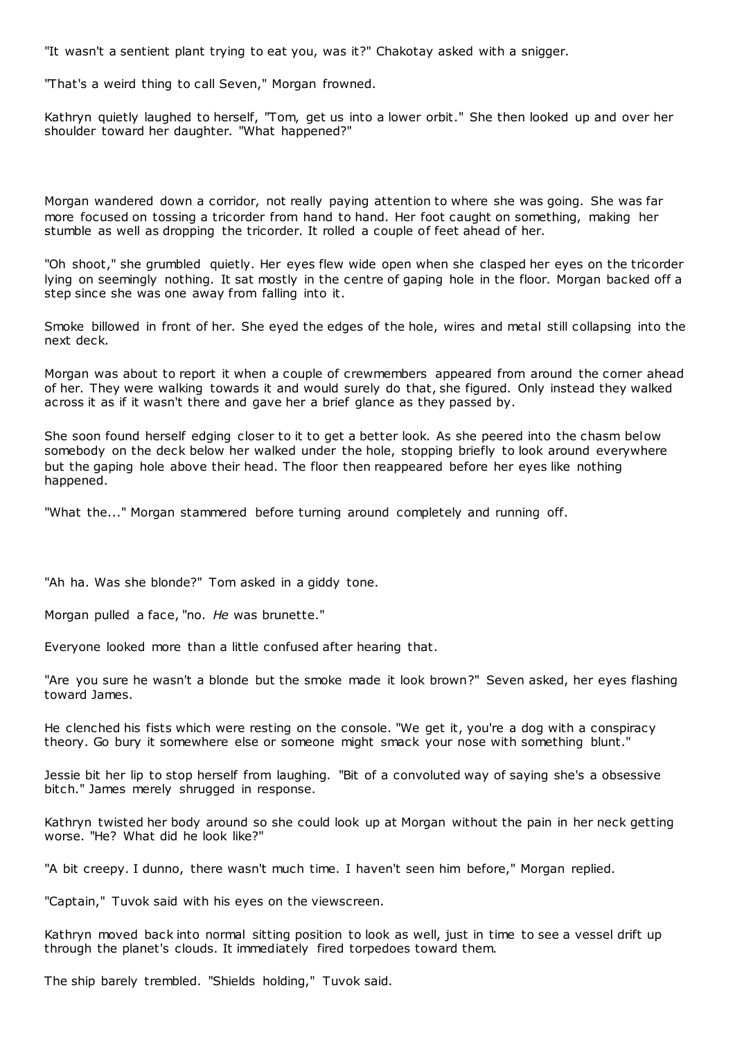"It wasn't a sentient plant trying to eat you, was it?" Chakotay asked with a snigger.

"That's a weird thing to call Seven," Morgan frowned.

Kathryn quietly laughed to herself, "Tom, get us into a lower orbit." She then looked up and over her shoulder toward her daughter. "What happened?"

Morgan wandered down a corridor, not really paying attention to where she was going. She was far more focused on tossing a tricorder from hand to hand. Her foot caught on something, making her stumble as well as dropping the tricorder. It rolled a couple of feet ahead of her.

"Oh shoot," she grumbled quietly. Her eyes flew wide open when she clasped her eyes on the tricorder lying on seemingly nothing. It sat mostly in the centre of gaping hole in the floor. Morgan backed off a step since she was one away from falling into it.

Smoke billowed in front of her. She eyed the edges of the hole, wires and metal still collapsing into the next deck.

Morgan was about to report it when a couple of crewmembers appeared from around the corner ahead of her. They were walking towards it and would surely do that, she figured. Only instead they walked across it as if it wasn't there and gave her a brief glance as they passed by.

She soon found herself edging closer to it to get a better look. As she peered into the chasm below somebody on the deck below her walked under the hole, stopping briefly to look around everywhere but the gaping hole above their head. The floor then reappeared before her eyes like nothing happened.

"What the..." Morgan stammered before turning around completely and running off.

"Ah ha. Was she blonde?" Tom asked in a giddy tone.

Morgan pulled a face, "no. *He* was brunette."

Everyone looked more than a little confused after hearing that.

"Are you sure he wasn't a blonde but the smoke made it look brown?" Seven asked, her eyes flashing toward James.

He clenched his fists which were resting on the console. "We get it, you're a dog with a conspiracy theory. Go bury it somewhere else or someone might smack your nose with something blunt."

Jessie bit her lip to stop herself from laughing. "Bit of a convoluted way of saying she's a obsessive bitch." James merely shrugged in response.

Kathryn twisted her body around so she could look up at Morgan without the pain in her neck getting worse. "He? What did he look like?"

"A bit creepy. I dunno, there wasn't much time. I haven't seen him before," Morgan replied.

"Captain," Tuvok said with his eyes on the viewscreen.

Kathryn moved back into normal sitting position to look as well, just in time to see a vessel drift up through the planet's clouds. It immediately fired torpedoes toward them.

The ship barely trembled. "Shields holding," Tuvok said.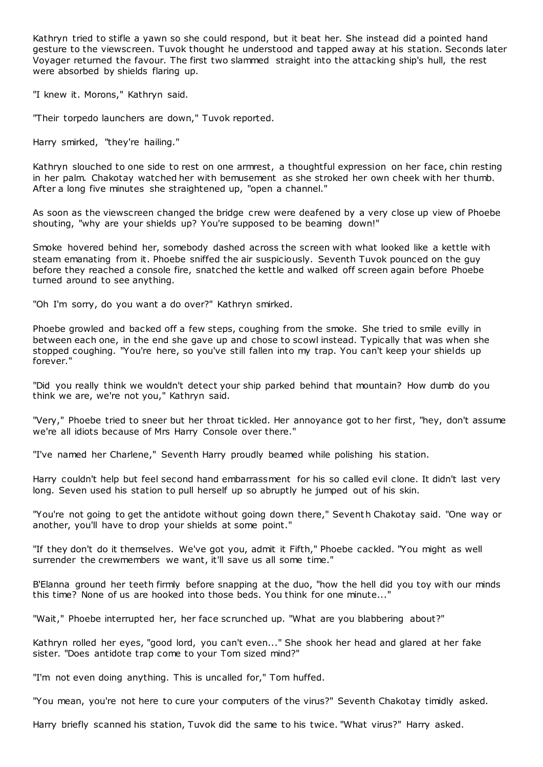Kathryn tried to stifle a yawn so she could respond, but it beat her. She instead did a pointed hand gesture to the viewscreen. Tuvok thought he understood and tapped away at his station. Seconds later Voyager returned the favour. The first two slammed straight into the attacking ship's hull, the rest were absorbed by shields flaring up.

"I knew it. Morons," Kathryn said.

"Their torpedo launchers are down," Tuvok reported.

Harry smirked, "they're hailing."

Kathryn slouched to one side to rest on one armrest, a thoughtful expression on her face, chin resting in her palm. Chakotay watched her with bemusement as she stroked her own cheek with her thumb. After a long five minutes she straightened up, "open a channel."

As soon as the viewscreen changed the bridge crew were deafened by a very close up view of Phoebe shouting, "why are your shields up? You're supposed to be beaming down!"

Smoke hovered behind her, somebody dashed across the screen with what looked like a kettle with steam emanating from it. Phoebe sniffed the air suspiciously. Seventh Tuvok pounced on the guy before they reached a console fire, snatched the kettle and walked off screen again before Phoebe turned around to see anything.

"Oh I'm sorry, do you want a do over?" Kathryn smirked.

Phoebe growled and backed off a few steps, coughing from the smoke. She tried to smile evilly in between each one, in the end she gave up and chose to scowl instead. Typically that was when she stopped coughing. "You're here, so you've still fallen into my trap. You can't keep your shields up forever."

"Did you really think we wouldn't detect your ship parked behind that mountain? How dumb do you think we are, we're not you," Kathryn said.

"Very," Phoebe tried to sneer but her throat tickled. Her annoyance got to her first, "hey, don't assume we're all idiots because of Mrs Harry Console over there."

"I've named her Charlene," Seventh Harry proudly beamed while polishing his station.

Harry couldn't help but feel second hand embarrassment for his so called evil clone. It didn't last very long. Seven used his station to pull herself up so abruptly he jumped out of his skin.

"You're not going to get the antidote without going down there," Seventh Chakotay said. "One way or another, you'll have to drop your shields at some point."

"If they don't do it themselves. We've got you, admit it Fifth," Phoebe cackled. "You might as well surrender the crewmembers we want, it'll save us all some time."

B'Elanna ground her teeth firmly before snapping at the duo, "how the hell did you toy with our minds this time? None of us are hooked into those beds. You think for one minute..."

"Wait," Phoebe interrupted her, her face scrunched up. "What are you blabbering about?"

Kathryn rolled her eyes, "good lord, you can't even..." She shook her head and glared at her fake sister. "Does antidote trap come to your Tom sized mind?"

"I'm not even doing anything. This is uncalled for," Tom huffed.

"You mean, you're not here to cure your computers of the virus?" Seventh Chakotay timidly asked.

Harry briefly scanned his station, Tuvok did the same to his twice. "What virus?" Harry asked.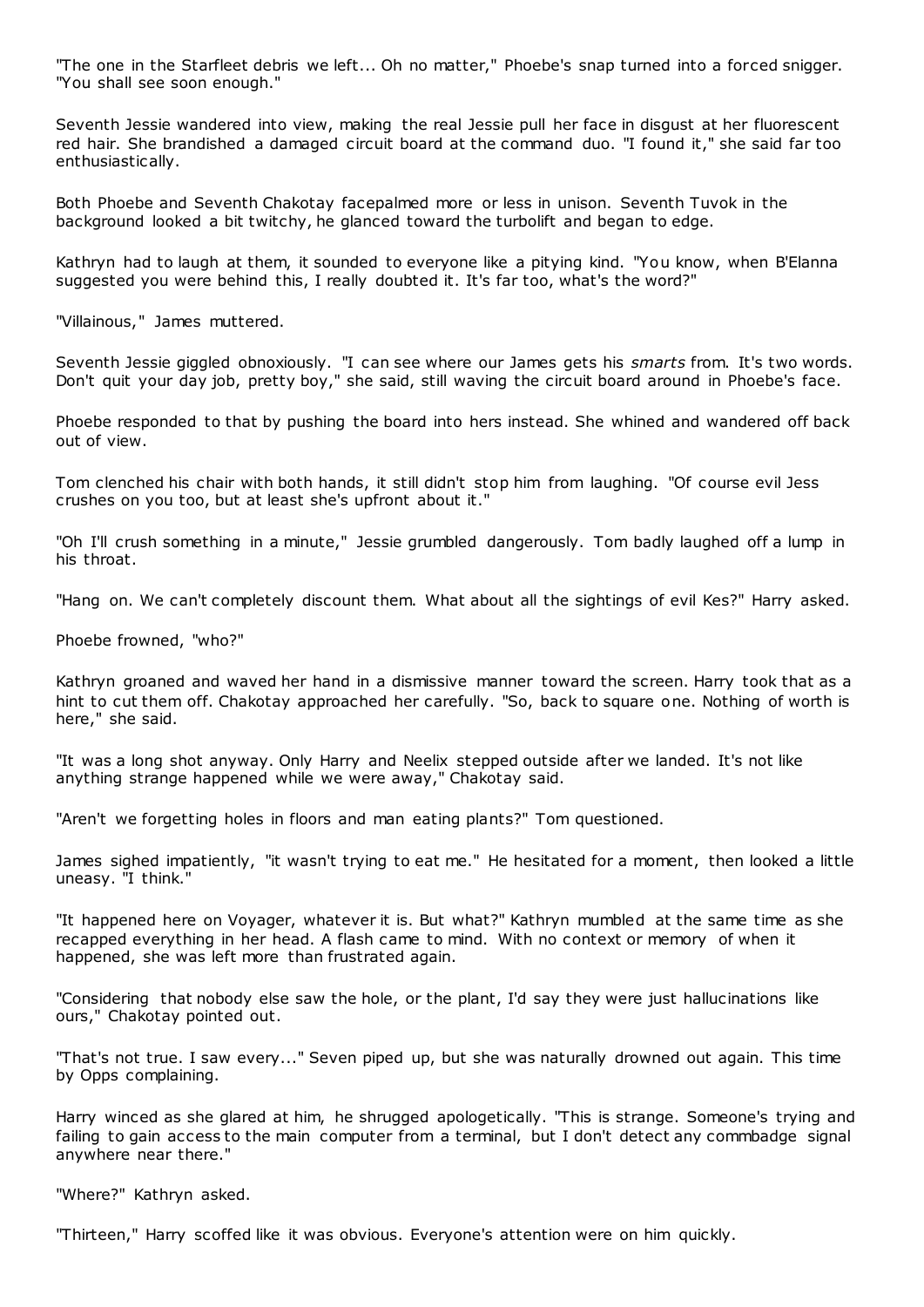"The one in the Starfleet debris we left... Oh no matter," Phoebe's snap turned into a forced snigger. "You shall see soon enough."

Seventh Jessie wandered into view, making the real Jessie pull her face in disgust at her fluorescent red hair. She brandished a damaged circuit board at the command duo. "I found it," she said far too enthusiastically.

Both Phoebe and Seventh Chakotay facepalmed more or less in unison. Seventh Tuvok in the background looked a bit twitchy, he glanced toward the turbolift and began to edge.

Kathryn had to laugh at them, it sounded to everyone like a pitying kind. "You know, when B'Elanna suggested you were behind this, I really doubted it. It's far too, what's the word?"

"Villainous," James muttered.

Seventh Jessie giggled obnoxiously. "I can see where our James gets his *smarts* from. It's two words. Don't quit your day job, pretty boy," she said, still waving the circuit board around in Phoebe's face.

Phoebe responded to that by pushing the board into hers instead. She whined and wandered off back out of view.

Tom clenched his chair with both hands, it still didn't stop him from laughing. "Of course evil Jess crushes on you too, but at least she's upfront about it."

"Oh I'll crush something in a minute," Jessie grumbled dangerously. Tom badly laughed off a lump in his throat.

"Hang on. We can't completely discount them. What about all the sightings of evil Kes?" Harry asked.

Phoebe frowned, "who?"

Kathryn groaned and waved her hand in a dismissive manner toward the screen. Harry took that as a hint to cut them off. Chakotay approached her carefully. "So, back to square one. Nothing of worth is here," she said.

"It was a long shot anyway. Only Harry and Neelix stepped outside after we landed. It's not like anything strange happened while we were away," Chakotay said.

"Aren't we forgetting holes in floors and man eating plants?" Tom questioned.

James sighed impatiently, "it wasn't trying to eat me." He hesitated for a moment, then looked a little uneasy. "I think."

"It happened here on Voyager, whatever it is. But what?" Kathryn mumbled at the same time as she recapped everything in her head. A flash came to mind. With no context or memory of when it happened, she was left more than frustrated again.

"Considering that nobody else saw the hole, or the plant, I'd say they were just hallucinations like ours," Chakotay pointed out.

"That's not true. I saw every..." Seven piped up, but she was naturally drowned out again. This time by Opps complaining.

Harry winced as she glared at him, he shrugged apologetically. "This is strange. Someone's trying and failing to gain access to the main computer from a terminal, but I don't detect any commbadge signal anywhere near there."

"Where?" Kathryn asked.

"Thirteen," Harry scoffed like it was obvious. Everyone's attention were on him quickly.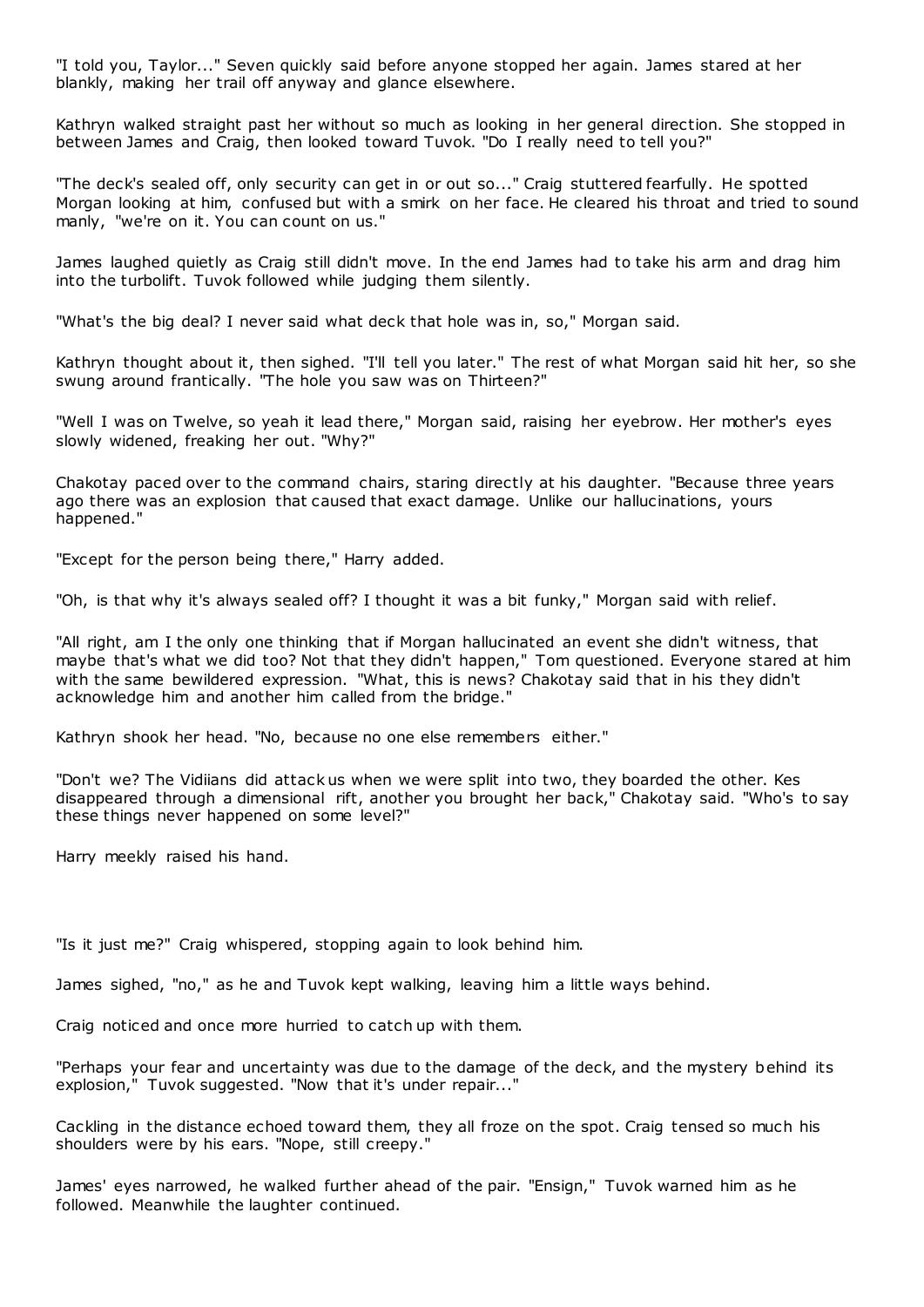"I told you, Taylor..." Seven quickly said before anyone stopped her again. James stared at her blankly, making her trail off anyway and glance elsewhere.

Kathryn walked straight past her without so much as looking in her general direction. She stopped in between James and Craig, then looked toward Tuvok. "Do I really need to tell you?"

"The deck's sealed off, only security can get in or out so..." Craig stuttered fearfully. He spotted Morgan looking at him, confused but with a smirk on her face. He cleared his throat and tried to sound manly, "we're on it. You can count on us."

James laughed quietly as Craig still didn't move. In the end James had to take his arm and drag him into the turbolift. Tuvok followed while judging them silently.

"What's the big deal? I never said what deck that hole was in, so," Morgan said.

Kathryn thought about it, then sighed. "I'll tell you later." The rest of what Morgan said hit her, so she swung around frantically. "The hole you saw was on Thirteen?"

"Well I was on Twelve, so yeah it lead there," Morgan said, raising her eyebrow. Her mother's eyes slowly widened, freaking her out. "Why?"

Chakotay paced over to the command chairs, staring directly at his daughter. "Because three years ago there was an explosion that caused that exact damage. Unlike our hallucinations, yours happened."

"Except for the person being there," Harry added.

"Oh, is that why it's always sealed off? I thought it was a bit funky," Morgan said with relief.

"All right, am I the only one thinking that if Morgan hallucinated an event she didn't witness, that maybe that's what we did too? Not that they didn't happen," Tom questioned. Everyone stared at him with the same bewildered expression. "What, this is news? Chakotay said that in his they didn't acknowledge him and another him called from the bridge."

Kathryn shook her head. "No, because no one else remembers either."

"Don't we? The Vidiians did attack us when we were split into two, they boarded the other. Kes disappeared through a dimensional rift, another you brought her back," Chakotay said. "Who's to say these things never happened on some level?"

Harry meekly raised his hand.

"Is it just me?" Craig whispered, stopping again to look behind him.

James sighed, "no," as he and Tuvok kept walking, leaving him a little ways behind.

Craig noticed and once more hurried to catch up with them.

"Perhaps your fear and uncertainty was due to the damage of the deck, and the mystery behind its explosion," Tuvok suggested. "Now that it's under repair..."

Cackling in the distance echoed toward them, they all froze on the spot. Craig tensed so much his shoulders were by his ears. "Nope, still creepy."

James' eyes narrowed, he walked further ahead of the pair. "Ensign," Tuvok warned him as he followed. Meanwhile the laughter continued.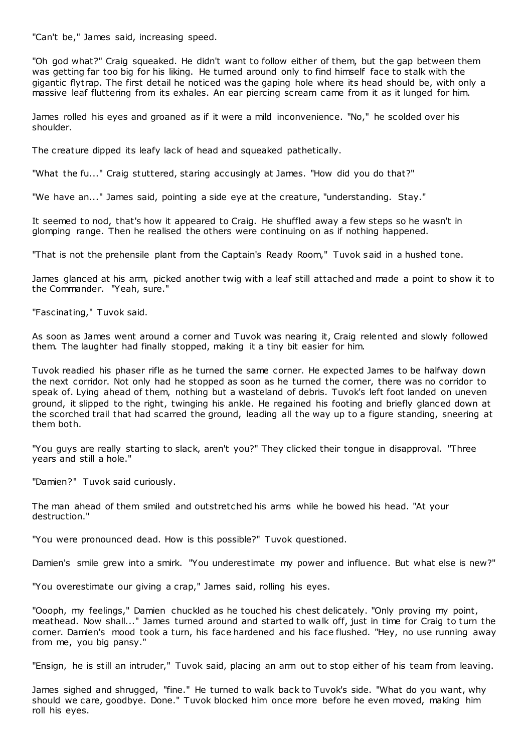"Can't be," James said, increasing speed.

"Oh god what?" Craig squeaked. He didn't want to follow either of them, but the gap between them was getting far too big for his liking. He turned around only to find himself face to stalk with the gigantic flytrap. The first detail he noticed was the gaping hole where its head should be, with only a massive leaf fluttering from its exhales. An ear piercing scream came from it as it lunged for him.

James rolled his eyes and groaned as if it were a mild inconvenience. "No," he scolded over his shoulder.

The creature dipped its leafy lack of head and squeaked pathetically.

"What the fu..." Craig stuttered, staring accusingly at James. "How did you do that?"

"We have an..." James said, pointing a side eye at the creature, "understanding. Stay."

It seemed to nod, that's how it appeared to Craig. He shuffled away a few steps so he wasn't in glomping range. Then he realised the others were continuing on as if nothing happened.

"That is not the prehensile plant from the Captain's Ready Room," Tuvok said in a hushed tone.

James glanced at his arm, picked another twig with a leaf still attached and made a point to show it to the Commander. "Yeah, sure."

"Fascinating," Tuvok said.

As soon as James went around a corner and Tuvok was nearing it, Craig relented and slowly followed them. The laughter had finally stopped, making it a tiny bit easier for him.

Tuvok readied his phaser rifle as he turned the same corner. He expected James to be halfway down the next corridor. Not only had he stopped as soon as he turned the corner, there was no corridor to speak of. Lying ahead of them, nothing but a wasteland of debris. Tuvok's left foot landed on uneven ground, it slipped to the right, twinging his ankle. He regained his footing and briefly glanced down at the scorched trail that had scarred the ground, leading all the way up to a figure standing, sneering at them both.

"You guys are really starting to slack, aren't you?" They clicked their tongue in disapproval. "Three years and still a hole."

"Damien?" Tuvok said curiously.

The man ahead of them smiled and outstretched his arms while he bowed his head. "At your destruction."

"You were pronounced dead. How is this possible?" Tuvok questioned.

Damien's smile grew into a smirk. "You underestimate my power and influence. But what else is new?"

"You overestimate our giving a crap," James said, rolling his eyes.

"Oooph, my feelings," Damien chuckled as he touched his chest delicately. "Only proving my point, meathead. Now shall..." James turned around and started to walk off, just in time for Craig to turn the corner. Damien's mood took a turn, his face hardened and his face flushed. "Hey, no use running away from me, you big pansy."

"Ensign, he is still an intruder," Tuvok said, placing an arm out to stop either of his team from leaving.

James sighed and shrugged, "fine." He turned to walk back to Tuvok's side. "What do you want, why should we care, goodbye. Done." Tuvok blocked him once more before he even moved, making him roll his eyes.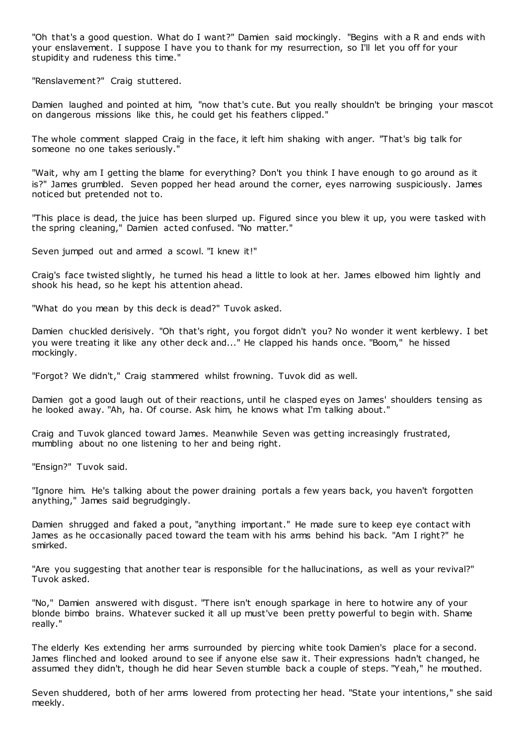"Oh that's a good question. What do I want?" Damien said mockingly. "Begins with a R and ends with your enslavement. I suppose I have you to thank for my resurrection, so I'll let you off for your stupidity and rudeness this time."

"Renslavement?" Craig stuttered.

Damien laughed and pointed at him, "now that's cute. But you really shouldn't be bringing your mascot on dangerous missions like this, he could get his feathers clipped."

The whole comment slapped Craig in the face, it left him shaking with anger. "That's big talk for someone no one takes seriously."

"Wait, why am I getting the blame for everything? Don't you think I have enough to go around as it is?" James grumbled. Seven popped her head around the corner, eyes narrowing suspiciously. James noticed but pretended not to.

"This place is dead, the juice has been slurped up. Figured since you blew it up, you were tasked with the spring cleaning," Damien acted confused. "No matter."

Seven jumped out and armed a scowl. "I knew it!"

Craig's face twisted slightly, he turned his head a little to look at her. James elbowed him lightly and shook his head, so he kept his attention ahead.

"What do you mean by this deck is dead?" Tuvok asked.

Damien chuckled derisively. "Oh that's right, you forgot didn't you? No wonder it went kerblewy. I bet you were treating it like any other deck and..." He clapped his hands once. "Boom," he hissed mockingly.

"Forgot? We didn't," Craig stammered whilst frowning. Tuvok did as well.

Damien got a good laugh out of their reactions, until he clasped eyes on James' shoulders tensing as he looked away. "Ah, ha. Of course. Ask him, he knows what I'm talking about."

Craig and Tuvok glanced toward James. Meanwhile Seven was getting increasingly frustrated, mumbling about no one listening to her and being right.

"Ensign?" Tuvok said.

"Ignore him. He's talking about the power draining portals a few years back, you haven't forgotten anything," James said begrudgingly.

Damien shrugged and faked a pout, "anything important." He made sure to keep eye contact with James as he occasionally paced toward the team with his arms behind his back. "Am I right?" he smirked.

"Are you suggesting that another tear is responsible for the hallucinations, as well as your revival?" Tuvok asked.

"No," Damien answered with disgust. "There isn't enough sparkage in here to hotwire any of your blonde bimbo brains. Whatever sucked it all up must've been pretty powerful to begin with. Shame really."

The elderly Kes extending her arms surrounded by piercing white took Damien's place for a second. James flinched and looked around to see if anyone else saw it. Their expressions hadn't changed, he assumed they didn't, though he did hear Seven stumble back a couple of steps. "Yeah," he mouthed.

Seven shuddered, both of her arms lowered from protecting her head. "State your intentions," she said meekly.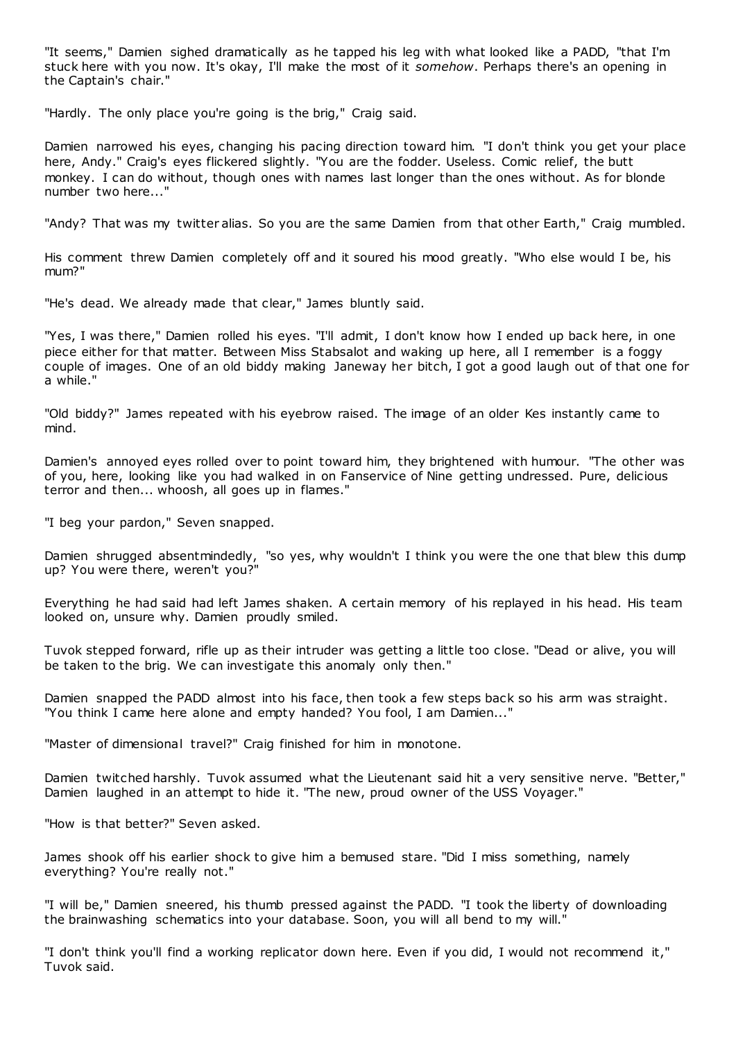"It seems," Damien sighed dramatically as he tapped his leg with what looked like a PADD, "that I'm stuck here with you now. It's okay, I'll make the most of it *somehow*. Perhaps there's an opening in the Captain's chair."

"Hardly. The only place you're going is the brig," Craig said.

Damien narrowed his eyes, changing his pacing direction toward him. "I don't think you get your place here, Andy." Craig's eyes flickered slightly. "You are the fodder. Useless. Comic relief, the butt monkey. I can do without, though ones with names last longer than the ones without. As for blonde number two here..."

"Andy? That was my twitter alias. So you are the same Damien from that other Earth," Craig mumbled.

His comment threw Damien completely off and it soured his mood greatly. "Who else would I be, his mum?"

"He's dead. We already made that clear," James bluntly said.

"Yes, I was there," Damien rolled his eyes. "I'll admit, I don't know how I ended up back here, in one piece either for that matter. Between Miss Stabsalot and waking up here, all I remember is a foggy couple of images. One of an old biddy making Janeway her bitch, I got a good laugh out of that one for a while."

"Old biddy?" James repeated with his eyebrow raised. The image of an older Kes instantly came to mind.

Damien's annoyed eyes rolled over to point toward him, they brightened with humour. "The other was of you, here, looking like you had walked in on Fanservice of Nine getting undressed. Pure, delicious terror and then... whoosh, all goes up in flames."

"I beg your pardon," Seven snapped.

Damien shrugged absentmindedly, "so yes, why wouldn't I think you were the one that blew this dump up? You were there, weren't you?"

Everything he had said had left James shaken. A certain memory of his replayed in his head. His team looked on, unsure why. Damien proudly smiled.

Tuvok stepped forward, rifle up as their intruder was getting a little too close. "Dead or alive, you will be taken to the brig. We can investigate this anomaly only then."

Damien snapped the PADD almost into his face, then took a few steps back so his arm was straight. "You think I came here alone and empty handed? You fool, I am Damien..."

"Master of dimensional travel?" Craig finished for him in monotone.

Damien twitched harshly. Tuvok assumed what the Lieutenant said hit a very sensitive nerve. "Better," Damien laughed in an attempt to hide it. "The new, proud owner of the USS Voyager."

"How is that better?" Seven asked.

James shook off his earlier shock to give him a bemused stare. "Did I miss something, namely everything? You're really not."

"I will be," Damien sneered, his thumb pressed against the PADD. "I took the liberty of downloading the brainwashing schematics into your database. Soon, you will all bend to my will."

"I don't think you'll find a working replicator down here. Even if you did, I would not recommend it," Tuvok said.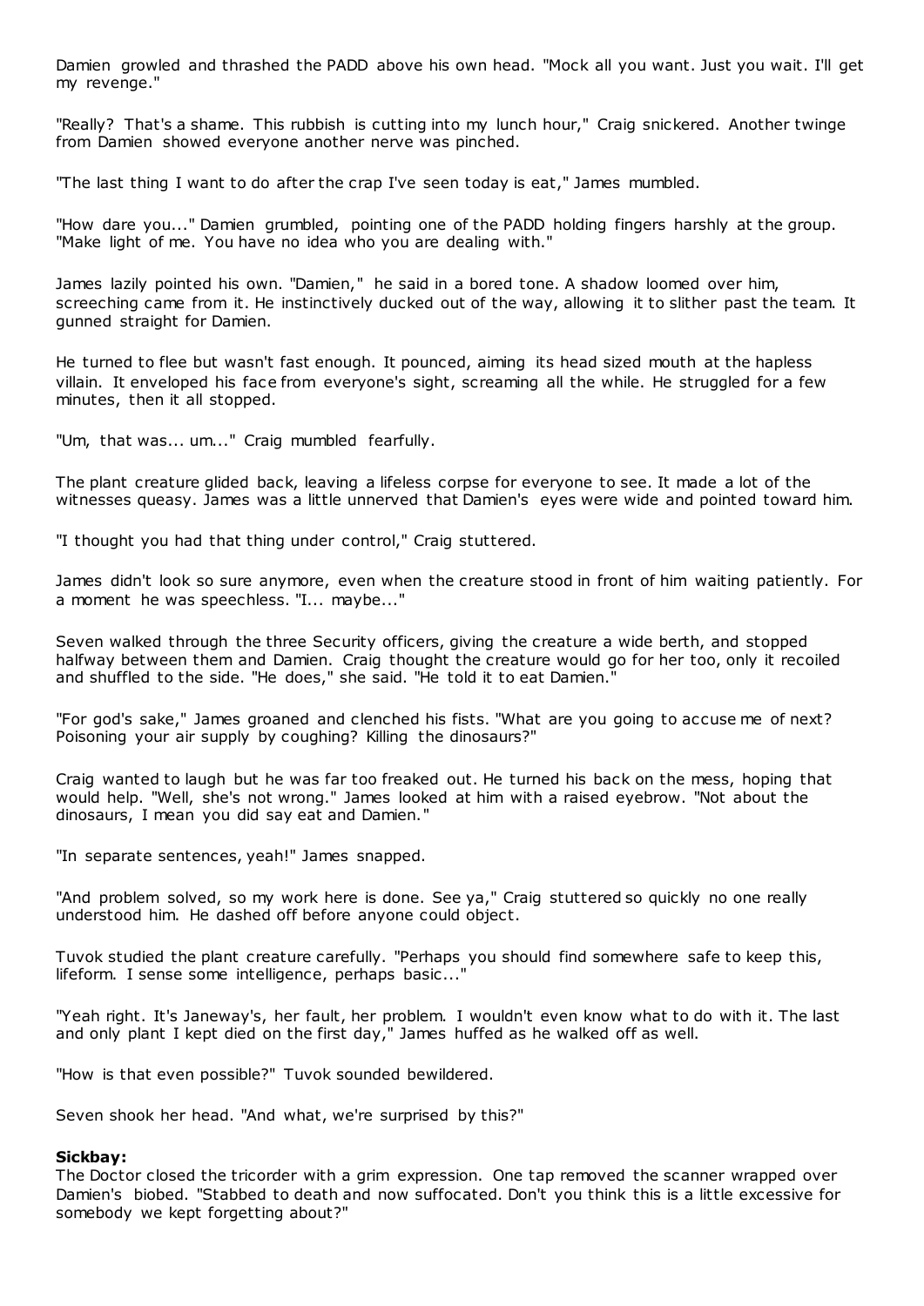Damien growled and thrashed the PADD above his own head. "Mock all you want. Just you wait. I'll get my revenge."

"Really? That's a shame. This rubbish is cutting into my lunch hour," Craig snickered. Another twinge from Damien showed everyone another nerve was pinched.

"The last thing I want to do after the crap I've seen today is eat," James mumbled.

"How dare you..." Damien grumbled, pointing one of the PADD holding fingers harshly at the group. "Make light of me. You have no idea who you are dealing with."

James lazily pointed his own. "Damien," he said in a bored tone. A shadow loomed over him, screeching came from it. He instinctively ducked out of the way, allowing it to slither past the team. It gunned straight for Damien.

He turned to flee but wasn't fast enough. It pounced, aiming its head sized mouth at the hapless villain. It enveloped his face from everyone's sight, screaming all the while. He struggled for a few minutes, then it all stopped.

"Um, that was... um..." Craig mumbled fearfully.

The plant creature glided back, leaving a lifeless corpse for everyone to see. It made a lot of the witnesses queasy. James was a little unnerved that Damien's eyes were wide and pointed toward him.

"I thought you had that thing under control," Craig stuttered.

James didn't look so sure anymore, even when the creature stood in front of him waiting patiently. For a moment he was speechless. "I... maybe..."

Seven walked through the three Security officers, giving the creature a wide berth, and stopped halfway between them and Damien. Craig thought the creature would go for her too, only it recoiled and shuffled to the side. "He does," she said. "He told it to eat Damien."

"For god's sake," James groaned and clenched his fists. "What are you going to accuse me of next? Poisoning your air supply by coughing? Killing the dinosaurs?"

Craig wanted to laugh but he was far too freaked out. He turned his back on the mess, hoping that would help. "Well, she's not wrong." James looked at him with a raised eyebrow. "Not about the dinosaurs, I mean you did say eat and Damien."

"In separate sentences, yeah!" James snapped.

"And problem solved, so my work here is done. See ya," Craig stuttered so quickly no one really understood him. He dashed off before anyone could object.

Tuvok studied the plant creature carefully. "Perhaps you should find somewhere safe to keep this, lifeform. I sense some intelligence, perhaps basic..."

"Yeah right. It's Janeway's, her fault, her problem. I wouldn't even know what to do with it. The last and only plant I kept died on the first day," James huffed as he walked off as well.

"How is that even possible?" Tuvok sounded bewildered.

Seven shook her head. "And what, we're surprised by this?"

**Sickbay:**
The Doctor closed the tricorder with a grim expression. One tap removed the scanner wrapped over Damien's biobed. "Stabbed to death and now suffocated. Don't you think this is a little excessive for somebody we kept forgetting about?"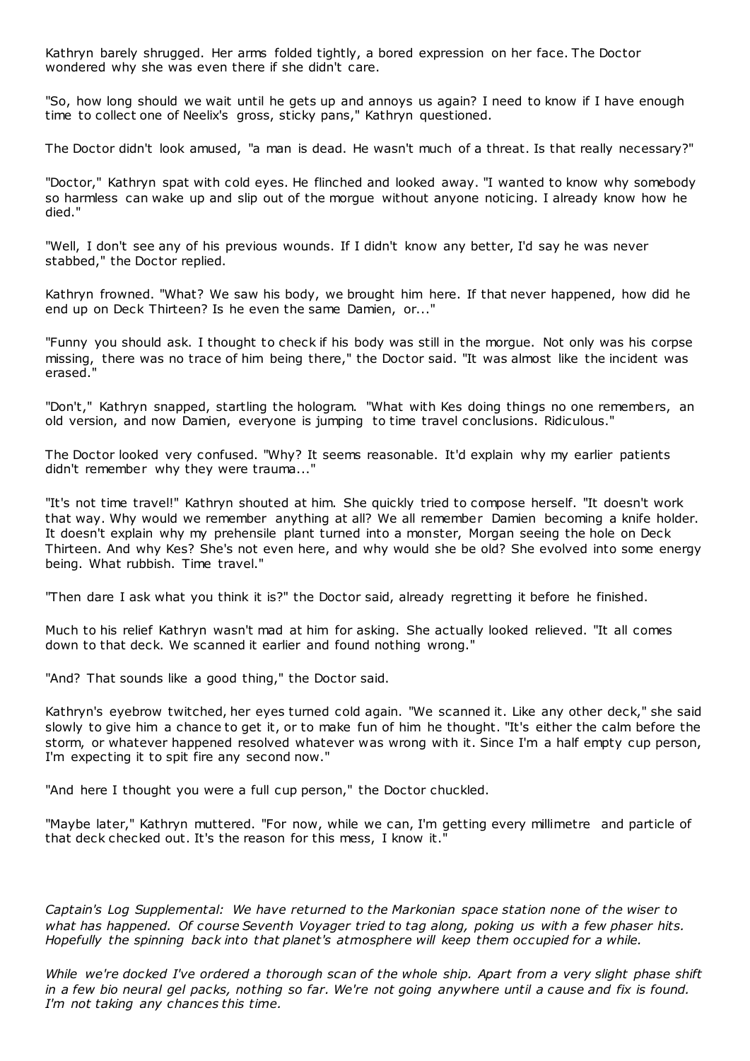Kathryn barely shrugged. Her arms folded tightly, a bored expression on her face. The Doctor wondered why she was even there if she didn't care.

"So, how long should we wait until he gets up and annoys us again? I need to know if I have enough time to collect one of Neelix's gross, sticky pans," Kathryn questioned.

The Doctor didn't look amused, "a man is dead. He wasn't much of a threat. Is that really necessary?"

"Doctor," Kathryn spat with cold eyes. He flinched and looked away. "I wanted to know why somebody so harmless can wake up and slip out of the morgue without anyone noticing. I already know how he died."

"Well, I don't see any of his previous wounds. If I didn't know any better, I'd say he was never stabbed," the Doctor replied.

Kathryn frowned. "What? We saw his body, we brought him here. If that never happened, how did he end up on Deck Thirteen? Is he even the same Damien, or..."

"Funny you should ask. I thought to check if his body was still in the morgue. Not only was his corpse missing, there was no trace of him being there," the Doctor said. "It was almost like the incident was erased."

"Don't," Kathryn snapped, startling the hologram. "What with Kes doing things no one remembers, an old version, and now Damien, everyone is jumping to time travel conclusions. Ridiculous."

The Doctor looked very confused. "Why? It seems reasonable. It'd explain why my earlier patients didn't remember why they were trauma..."

"It's not time travel!" Kathryn shouted at him. She quickly tried to compose herself. "It doesn't work that way. Why would we remember anything at all? We all remember Damien becoming a knife holder. It doesn't explain why my prehensile plant turned into a monster, Morgan seeing the hole on Deck Thirteen. And why Kes? She's not even here, and why would she be old? She evolved into some energy being. What rubbish. Time travel."

"Then dare I ask what you think it is?" the Doctor said, already regretting it before he finished.

Much to his relief Kathryn wasn't mad at him for asking. She actually looked relieved. "It all comes down to that deck. We scanned it earlier and found nothing wrong."

"And? That sounds like a good thing," the Doctor said.

Kathryn's eyebrow twitched, her eyes turned cold again. "We scanned it. Like any other deck," she said slowly to give him a chance to get it, or to make fun of him he thought. "It's either the calm before the storm, or whatever happened resolved whatever was wrong with it. Since I'm a half empty cup person, I'm expecting it to spit fire any second now."

"And here I thought you were a full cup person," the Doctor chuckled.

"Maybe later," Kathryn muttered. "For now, while we can, I'm getting every millimetre and particle of that deck checked out. It's the reason for this mess, I know it."

*Captain's Log Supplemental: We have returned to the Markonian space station none of the wiser to what has happened. Of course Seventh Voyager tried to tag along, poking us with a few phaser hits. Hopefully the spinning back into that planet's atmosphere will keep them occupied for a while.*

*While we're docked I've ordered a thorough scan of the whole ship. Apart from a very slight phase shift in a few bio neural gel packs, nothing so far. We're not going anywhere until a cause and fix is found. I'm not taking any chances this time.*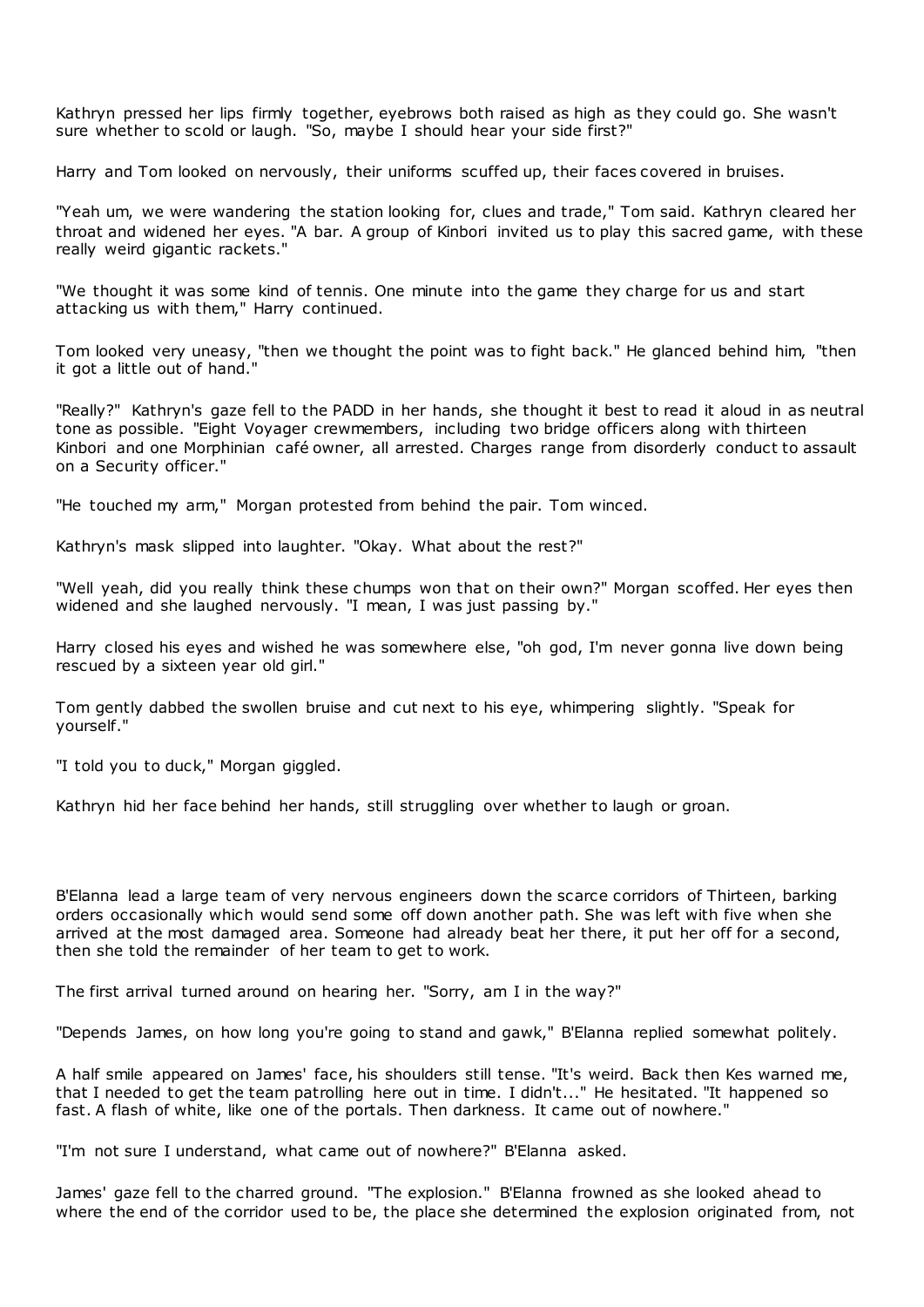Kathryn pressed her lips firmly together, eyebrows both raised as high as they could go. She wasn't sure whether to scold or laugh. "So, maybe I should hear your side first?"

Harry and Tom looked on nervously, their uniforms scuffed up, their faces covered in bruises.

"Yeah um, we were wandering the station looking for, clues and trade," Tom said. Kathryn cleared her throat and widened her eyes. "A bar. A group of Kinbori invited us to play this sacred game, with these really weird gigantic rackets."

"We thought it was some kind of tennis. One minute into the game they charge for us and start attacking us with them," Harry continued.

Tom looked very uneasy, "then we thought the point was to fight back." He glanced behind him, "then it got a little out of hand."

"Really?" Kathryn's gaze fell to the PADD in her hands, she thought it best to read it aloud in as neutral tone as possible. "Eight Voyager crewmembers, including two bridge officers along with thirteen Kinbori and one Morphinian café owner, all arrested. Charges range from disorderly conduct to assault on a Security officer."

"He touched my arm," Morgan protested from behind the pair. Tom winced.

Kathryn's mask slipped into laughter. "Okay. What about the rest?"

"Well yeah, did you really think these chumps won that on their own?" Morgan scoffed. Her eyes then widened and she laughed nervously. "I mean, I was just passing by."

Harry closed his eyes and wished he was somewhere else, "oh god, I'm never gonna live down being rescued by a sixteen year old girl."

Tom gently dabbed the swollen bruise and cut next to his eye, whimpering slightly. "Speak for yourself."

"I told you to duck," Morgan giggled.

Kathryn hid her face behind her hands, still struggling over whether to laugh or groan.

B'Elanna lead a large team of very nervous engineers down the scarce corridors of Thirteen, barking orders occasionally which would send some off down another path. She was left with five when she arrived at the most damaged area. Someone had already beat her there, it put her off for a second, then she told the remainder of her team to get to work.

The first arrival turned around on hearing her. "Sorry, am I in the way?"

"Depends James, on how long you're going to stand and gawk," B'Elanna replied somewhat politely.

A half smile appeared on James' face, his shoulders still tense. "It's weird. Back then Kes warned me, that I needed to get the team patrolling here out in time. I didn't..." He hesitated. "It happened so fast. A flash of white, like one of the portals. Then darkness. It came out of nowhere."

"I'm not sure I understand, what came out of nowhere?" B'Elanna asked.

James' gaze fell to the charred ground. "The explosion." B'Elanna frowned as she looked ahead to where the end of the corridor used to be, the place she determined the explosion originated from, not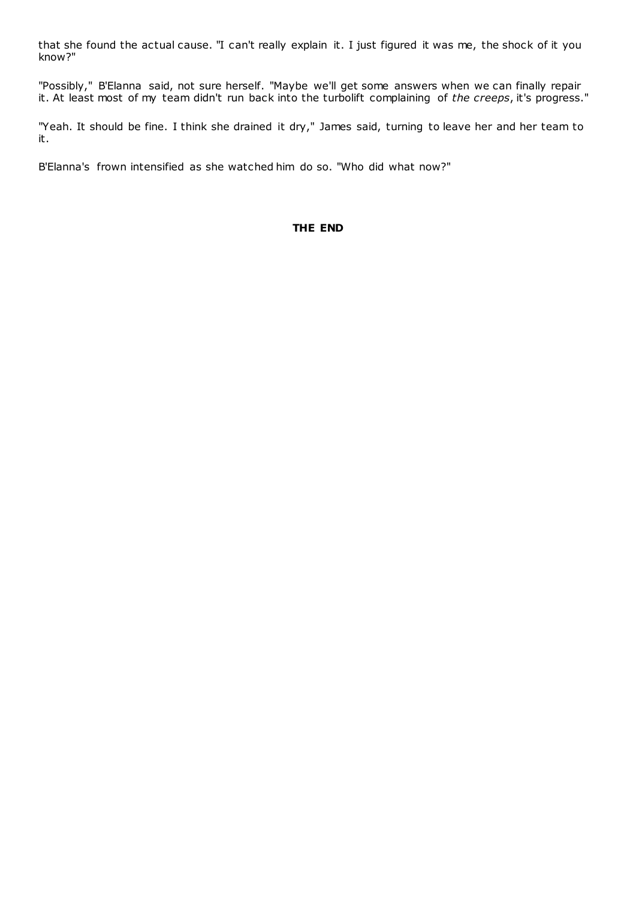that she found the actual cause. "I can't really explain it. I just figured it was me, the shock of it you know?"

"Possibly," B'Elanna said, not sure herself. "Maybe we'll get some answers when we can finally repair it. At least most of my team didn't run back into the turbolift complaining of *the creeps*, it's progress."

"Yeah. It should be fine. I think she drained it dry," James said, turning to leave her and her team to it.

B'Elanna's frown intensified as she watched him do so. "Who did what now?"

**THE END**